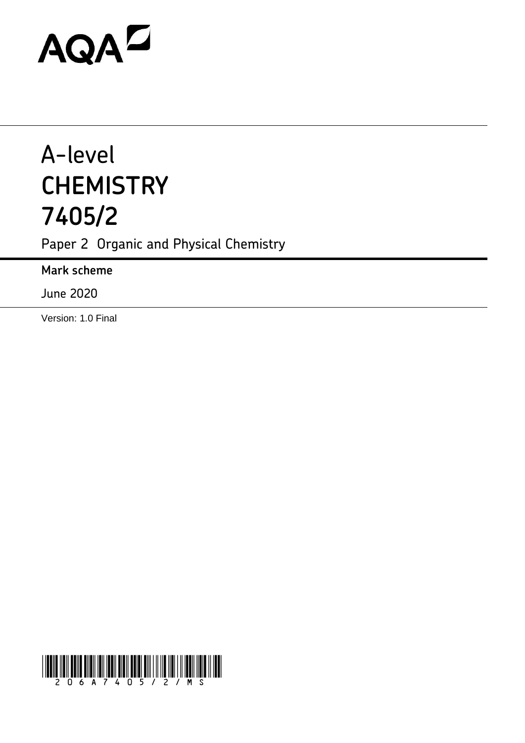AQA

# A-level CHEMISTRY 7405/2

Paper 2 Organic and Physical Chemistry

**Mark scheme**

June 2020

Version: 1.0 Final

206A7405/2/MS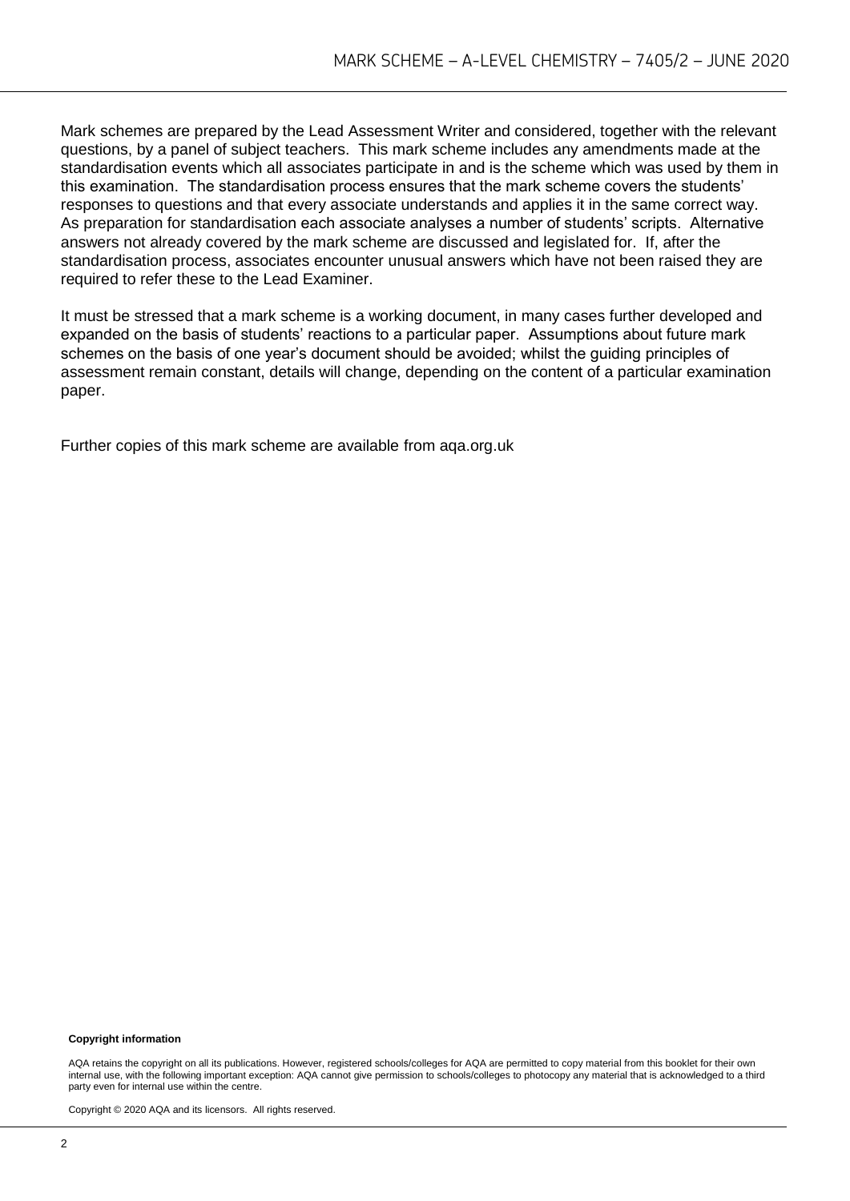Mark schemes are prepared by the Lead Assessment Writer and considered, together with the relevant questions, by a panel of subject teachers. This mark scheme includes any amendments made at the standardisation events which all associates participate in and is the scheme which was used by them in this examination. The standardisation process ensures that the mark scheme covers the students' responses to questions and that every associate understands and applies it in the same correct way. As preparation for standardisation each associate analyses a number of students' scripts. Alternative answers not already covered by the mark scheme are discussed and legislated for. If, after the standardisation process, associates encounter unusual answers which have not been raised they are required to refer these to the Lead Examiner.

It must be stressed that a mark scheme is a working document, in many cases further developed and expanded on the basis of students' reactions to a particular paper. Assumptions about future mark schemes on the basis of one year's document should be avoided; whilst the guiding principles of assessment remain constant, details will change, depending on the content of a particular examination paper.

Further copies of this mark scheme are available from aqa.org.uk

**Copyright information**

AQA retains the copyright on all its publications. However, registered schools/colleges for AQA are permitted to copy material from this booklet for their own internal use, with the following important exception: AQA cannot give permission to schools/colleges to photocopy any material that is acknowledged to a third party even for internal use within the centre.

Copyright © 2020 AQA and its licensors. All rights reserved.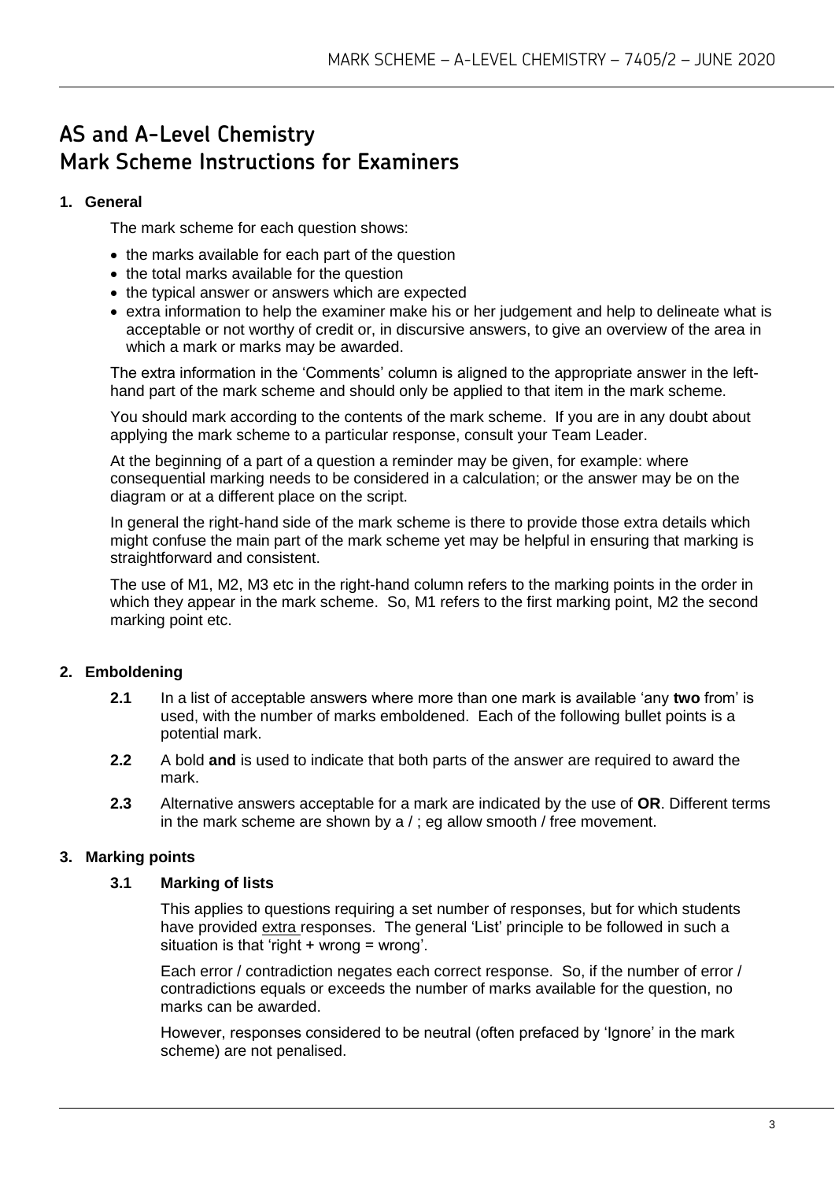# AS and A-Level Chemistry
# Mark Scheme Instructions for Examiners

## 1. General

The mark scheme for each question shows:

- the marks available for each part of the question
- the total marks available for the question
- the typical answer or answers which are expected
- extra information to help the examiner make his or her judgement and help to delineate what is acceptable or not worthy of credit or, in discursive answers, to give an overview of the area in which a mark or marks may be awarded.

The extra information in the 'Comments' column is aligned to the appropriate answer in the left-hand part of the mark scheme and should only be applied to that item in the mark scheme.

You should mark according to the contents of the mark scheme. If you are in any doubt about applying the mark scheme to a particular response, consult your Team Leader.

At the beginning of a part of a question a reminder may be given, for example: where consequential marking needs to be considered in a calculation; or the answer may be on the diagram or at a different place on the script.

In general the right-hand side of the mark scheme is there to provide those extra details which might confuse the main part of the mark scheme yet may be helpful in ensuring that marking is straightforward and consistent.

The use of M1, M2, M3 etc in the right-hand column refers to the marking points in the order in which they appear in the mark scheme. So, M1 refers to the first marking point, M2 the second marking point etc.

## 2. Emboldening

**2.1** In a list of acceptable answers where more than one mark is available 'any **two** from' is used, with the number of marks emboldened. Each of the following bullet points is a potential mark.

**2.2** A bold **and** is used to indicate that both parts of the answer are required to award the mark.

**2.3** Alternative answers acceptable for a mark are indicated by the use of **OR**. Different terms in the mark scheme are shown by a / ; eg allow smooth / free movement.

## 3. Marking points

### 3.1 Marking of lists

This applies to questions requiring a set number of responses, but for which students have provided extra responses. The general 'List' principle to be followed in such a situation is that 'right + wrong = wrong'.

Each error / contradiction negates each correct response. So, if the number of error / contradictions equals or exceeds the number of marks available for the question, no marks can be awarded.

However, responses considered to be neutral (often prefaced by 'Ignore' in the mark scheme) are not penalised.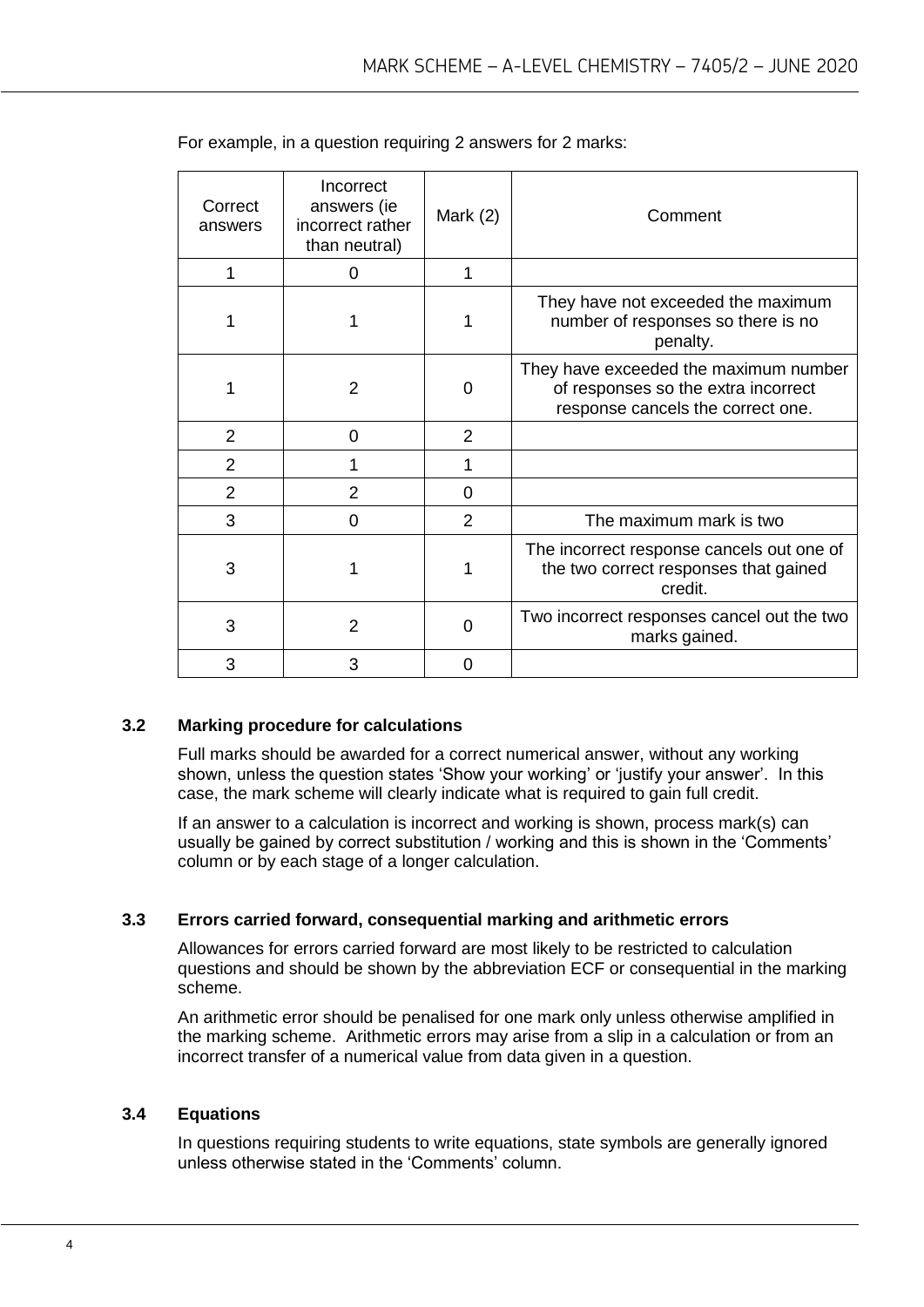For example, in a question requiring 2 answers for 2 marks:

| Correct answers | Incorrect answers (ie incorrect rather than neutral) | Mark (2) | Comment |
|---|---|---|---|
| 1 | 0 | 1 | |
| 1 | 1 | 1 | They have not exceeded the maximum number of responses so there is no penalty. |
| 1 | 2 | 0 | They have exceeded the maximum number of responses so the extra incorrect response cancels the correct one. |
| 2 | 0 | 2 | |
| 2 | 1 | 1 | |
| 2 | 2 | 0 | |
| 3 | 0 | 2 | The maximum mark is two |
| 3 | 1 | 1 | The incorrect response cancels out one of the two correct responses that gained credit. |
| 3 | 2 | 0 | Two incorrect responses cancel out the two marks gained. |
| 3 | 3 | 0 | |

### 3.2 Marking procedure for calculations

Full marks should be awarded for a correct numerical answer, without any working shown, unless the question states 'Show your working' or 'justify your answer'. In this case, the mark scheme will clearly indicate what is required to gain full credit.

If an answer to a calculation is incorrect and working is shown, process mark(s) can usually be gained by correct substitution / working and this is shown in the 'Comments' column or by each stage of a longer calculation.

### 3.3 Errors carried forward, consequential marking and arithmetic errors

Allowances for errors carried forward are most likely to be restricted to calculation questions and should be shown by the abbreviation ECF or consequential in the marking scheme.

An arithmetic error should be penalised for one mark only unless otherwise amplified in the marking scheme. Arithmetic errors may arise from a slip in a calculation or from an incorrect transfer of a numerical value from data given in a question.

### 3.4 Equations

In questions requiring students to write equations, state symbols are generally ignored unless otherwise stated in the 'Comments' column.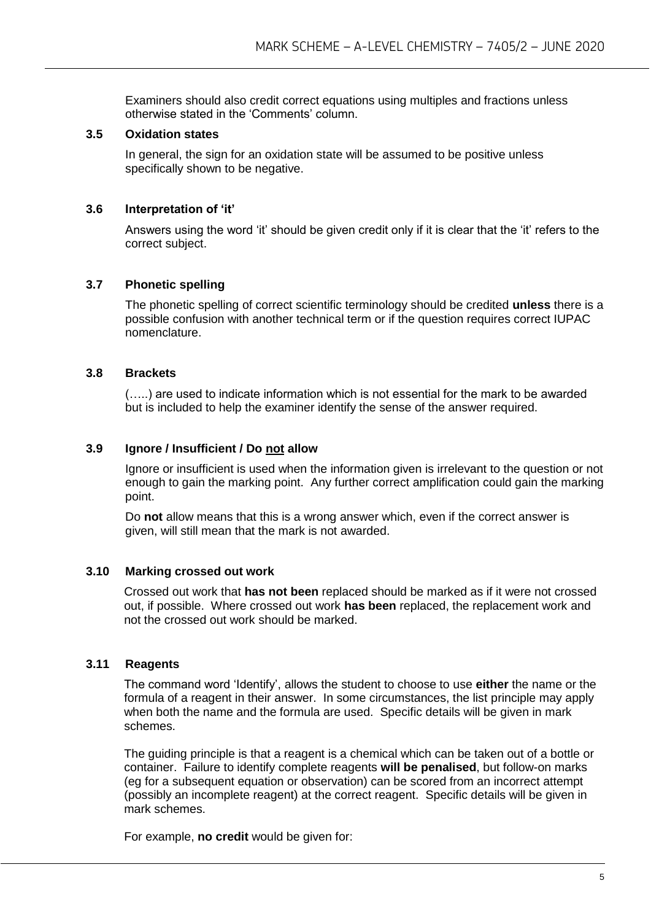Examiners should also credit correct equations using multiples and fractions unless otherwise stated in the 'Comments' column.

### 3.5 Oxidation states

In general, the sign for an oxidation state will be assumed to be positive unless specifically shown to be negative.

### 3.6 Interpretation of 'it'

Answers using the word 'it' should be given credit only if it is clear that the 'it' refers to the correct subject.

### 3.7 Phonetic spelling

The phonetic spelling of correct scientific terminology should be credited **unless** there is a possible confusion with another technical term or if the question requires correct IUPAC nomenclature.

### 3.8 Brackets

(…..) are used to indicate information which is not essential for the mark to be awarded but is included to help the examiner identify the sense of the answer required.

### 3.9 Ignore / Insufficient / Do not allow

Ignore or insufficient is used when the information given is irrelevant to the question or not enough to gain the marking point. Any further correct amplification could gain the marking point.

Do **not** allow means that this is a wrong answer which, even if the correct answer is given, will still mean that the mark is not awarded.

### 3.10 Marking crossed out work

Crossed out work that **has not been** replaced should be marked as if it were not crossed out, if possible. Where crossed out work **has been** replaced, the replacement work and not the crossed out work should be marked.

### 3.11 Reagents

The command word 'Identify', allows the student to choose to use **either** the name or the formula of a reagent in their answer. In some circumstances, the list principle may apply when both the name and the formula are used. Specific details will be given in mark schemes.

The guiding principle is that a reagent is a chemical which can be taken out of a bottle or container. Failure to identify complete reagents **will be penalised**, but follow-on marks (eg for a subsequent equation or observation) can be scored from an incorrect attempt (possibly an incomplete reagent) at the correct reagent. Specific details will be given in mark schemes.

For example, **no credit** would be given for: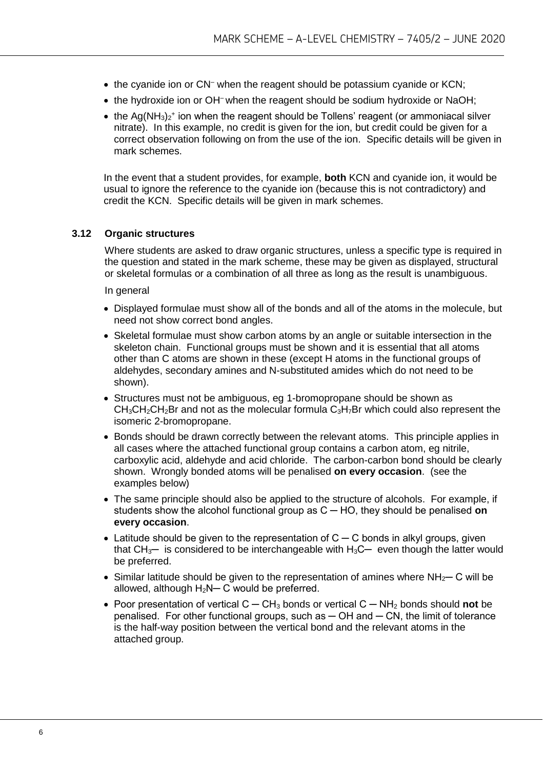- the cyanide ion or $CN^-$ when the reagent should be potassium cyanide or KCN;
- the hydroxide ion or $OH^-$ when the reagent should be sodium hydroxide or NaOH;
- the $Ag(NH_3)_2^+$ ion when the reagent should be Tollens' reagent (or ammoniacal silver nitrate). In this example, no credit is given for the ion, but credit could be given for a correct observation following on from the use of the ion. Specific details will be given in mark schemes.

In the event that a student provides, for example, **both** KCN and cyanide ion, it would be usual to ignore the reference to the cyanide ion (because this is not contradictory) and credit the KCN. Specific details will be given in mark schemes.

### 3.12 Organic structures

Where students are asked to draw organic structures, unless a specific type is required in the question and stated in the mark scheme, these may be given as displayed, structural or skeletal formulas or a combination of all three as long as the result is unambiguous.

In general

- Displayed formulae must show all of the bonds and all of the atoms in the molecule, but need not show correct bond angles.
- Skeletal formulae must show carbon atoms by an angle or suitable intersection in the skeleton chain. Functional groups must be shown and it is essential that all atoms other than C atoms are shown in these (except H atoms in the functional groups of aldehydes, secondary amines and N-substituted amides which do not need to be shown).
- Structures must not be ambiguous, eg 1-bromopropane should be shown as $CH_3CH_2CH_2Br$ and not as the molecular formula $C_3H_7Br$ which could also represent the isomeric 2-bromopropane.
- Bonds should be drawn correctly between the relevant atoms. This principle applies in all cases where the attached functional group contains a carbon atom, eg nitrile, carboxylic acid, aldehyde and acid chloride. The carbon-carbon bond should be clearly shown. Wrongly bonded atoms will be penalised **on every occasion**. (see the examples below)
- The same principle should also be applied to the structure of alcohols. For example, if students show the alcohol functional group as C ─ HO, they should be penalised **on every occasion**.
- Latitude should be given to the representation of C ─ C bonds in alkyl groups, given that $CH_3$─ is considered to be interchangeable with $H_3C$─ even though the latter would be preferred.
- Similar latitude should be given to the representation of amines where $NH_2$─ C will be allowed, although $H_2N$─ C would be preferred.
- Poor presentation of vertical C ─ $CH_3$ bonds or vertical C ─ $NH_2$ bonds should **not** be penalised. For other functional groups, such as ─ OH and ─ CN, the limit of tolerance is the half-way position between the vertical bond and the relevant atoms in the attached group.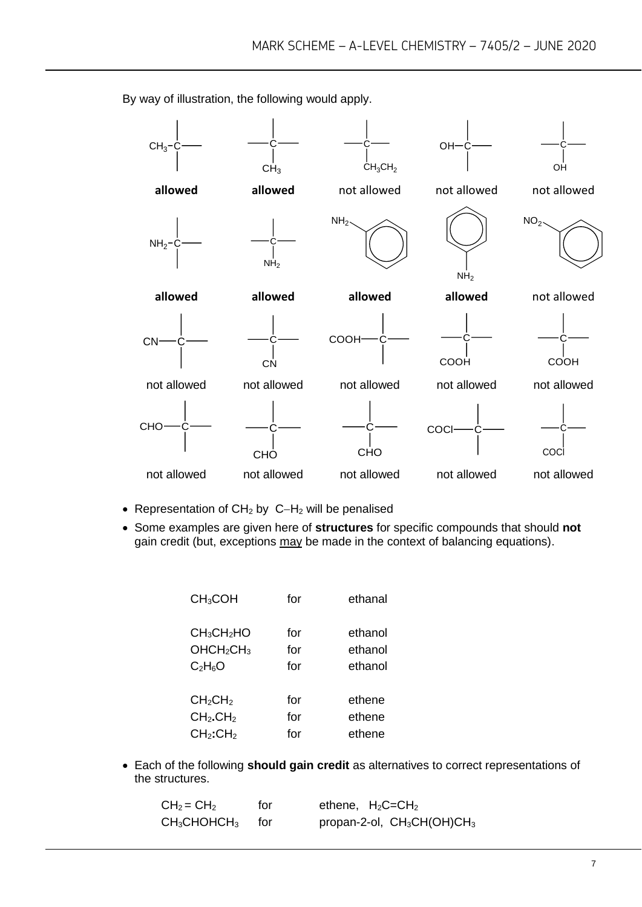By way of illustration, the following would apply.

| Structure | Verdict |
|---|---|
| $CH_3$–C (bond from left) | **allowed** |
| C with $CH_3$ below | **allowed** |
| C with $CH_3CH_2$ below | not allowed |
| OH–C (bond from left) | not allowed |
| C with OH below | not allowed |
| $NH_2$–C (bond from left) | **allowed** |
| C with $NH_2$ below | **allowed** |
| $NH_2$ on benzene ring (upper left) | **allowed** |
| $NH_2$ on benzene ring (below) | **allowed** |
| $NO_2$ on benzene ring (upper left) | not allowed |
| CN–C (bond from left) | not allowed |
| C with CN below | not allowed |
| COOH–C (bond from left) | not allowed |
| C with COOH below | not allowed |
| C with COOH below | not allowed |
| CHO–C (bond from left) | not allowed |
| C with CHO below | not allowed |
| C with CHO below | not allowed |
| COCl–C (bond from left) | not allowed |
| C with COCl below | not allowed |

- Representation of $CH_2$ by C–$H_2$ will be penalised
- Some examples are given here of **structures** for specific compounds that should **not** gain credit (but, exceptions may be made in the context of balancing equations).

| | | |
|---|---|---|
| $CH_3COH$ | for | ethanal |
| $CH_3CH_2HO$ | for | ethanol |
| $OHCH_2CH_3$ | for | ethanol |
| $C_2H_6O$ | for | ethanol |
| $CH_2CH_2$ | for | ethene |
| $CH_2.CH_2$ | for | ethene |
| $CH_2:CH_2$ | for | ethene |

- Each of the following **should gain credit** as alternatives to correct representations of the structures.

| | | |
|---|---|---|
| $CH_2 = CH_2$ | for | ethene, $H_2C{=}CH_2$ |
| $CH_3CHOHCH_3$ | for | propan-2-ol, $CH_3CH(OH)CH_3$ |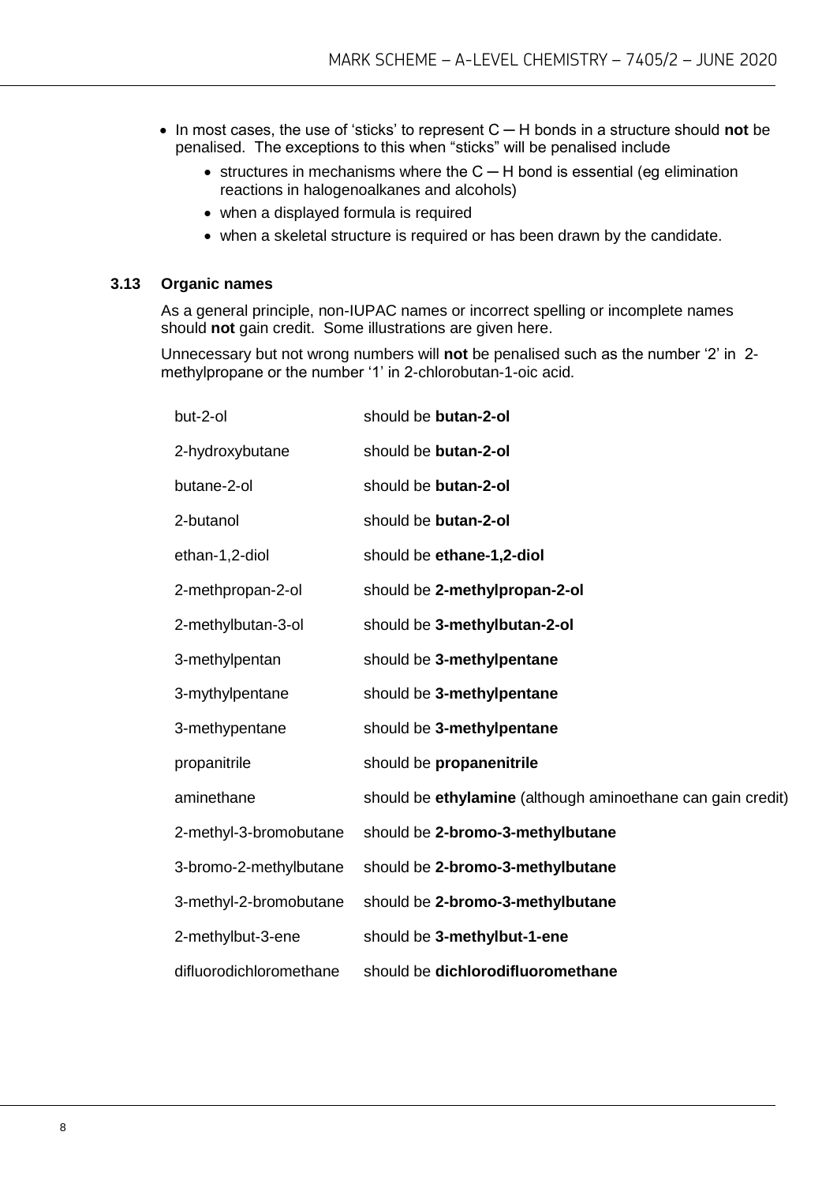- In most cases, the use of 'sticks' to represent C ─ H bonds in a structure should **not** be penalised. The exceptions to this when "sticks" will be penalised include
  - structures in mechanisms where the C ─ H bond is essential (eg elimination reactions in halogenoalkanes and alcohols)
  - when a displayed formula is required
  - when a skeletal structure is required or has been drawn by the candidate.

### 3.13 Organic names

As a general principle, non-IUPAC names or incorrect spelling or incomplete names should **not** gain credit. Some illustrations are given here.

Unnecessary but not wrong numbers will **not** be penalised such as the number '2' in 2-methylpropane or the number '1' in 2-chlorobutan-1-oic acid.

| | |
|---|---|
| but-2-ol | should be **butan-2-ol** |
| 2-hydroxybutane | should be **butan-2-ol** |
| butane-2-ol | should be **butan-2-ol** |
| 2-butanol | should be **butan-2-ol** |
| ethan-1,2-diol | should be **ethane-1,2-diol** |
| 2-methpropan-2-ol | should be **2-methylpropan-2-ol** |
| 2-methylbutan-3-ol | should be **3-methylbutan-2-ol** |
| 3-methylpentan | should be **3-methylpentane** |
| 3-mythylpentane | should be **3-methylpentane** |
| 3-methypentane | should be **3-methylpentane** |
| propanitrile | should be **propanenitrile** |
| aminethane | should be **ethylamine** (although aminoethane can gain credit) |
| 2-methyl-3-bromobutane | should be **2-bromo-3-methylbutane** |
| 3-bromo-2-methylbutane | should be **2-bromo-3-methylbutane** |
| 3-methyl-2-bromobutane | should be **2-bromo-3-methylbutane** |
| 2-methylbut-3-ene | should be **3-methylbut-1-ene** |
| difluorodichloromethane | should be **dichlorodifluoromethane** |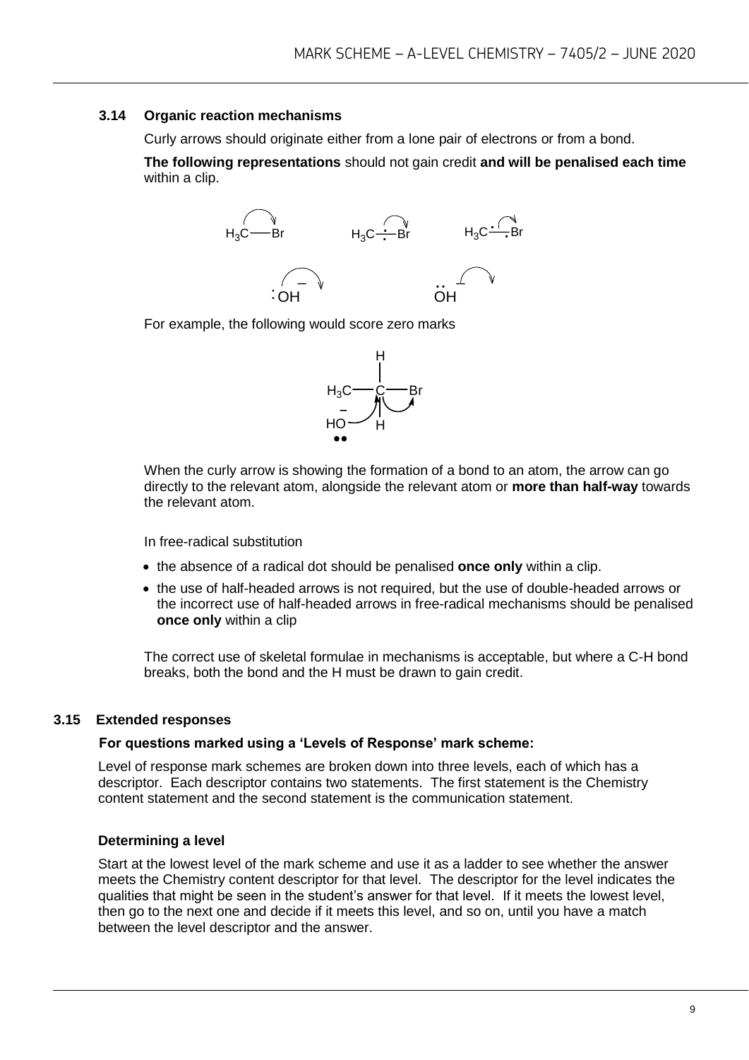### 3.14 Organic reaction mechanisms

Curly arrows should originate either from a lone pair of electrons or from a bond.

**The following representations** should not gain credit **and will be penalised each time** within a clip.

For example, the following would score zero marks

When the curly arrow is showing the formation of a bond to an atom, the arrow can go directly to the relevant atom, alongside the relevant atom or **more than half-way** towards the relevant atom.

In free-radical substitution

- the absence of a radical dot should be penalised **once only** within a clip.
- the use of half-headed arrows is not required, but the use of double-headed arrows or the incorrect use of half-headed arrows in free-radical mechanisms should be penalised **once only** within a clip

The correct use of skeletal formulae in mechanisms is acceptable, but where a C-H bond breaks, both the bond and the H must be drawn to gain credit.

### 3.15 Extended responses

**For questions marked using a 'Levels of Response' mark scheme:**

Level of response mark schemes are broken down into three levels, each of which has a descriptor. Each descriptor contains two statements. The first statement is the Chemistry content statement and the second statement is the communication statement.

**Determining a level**

Start at the lowest level of the mark scheme and use it as a ladder to see whether the answer meets the Chemistry content descriptor for that level. The descriptor for the level indicates the qualities that might be seen in the student's answer for that level. If it meets the lowest level, then go to the next one and decide if it meets this level, and so on, until you have a match between the level descriptor and the answer.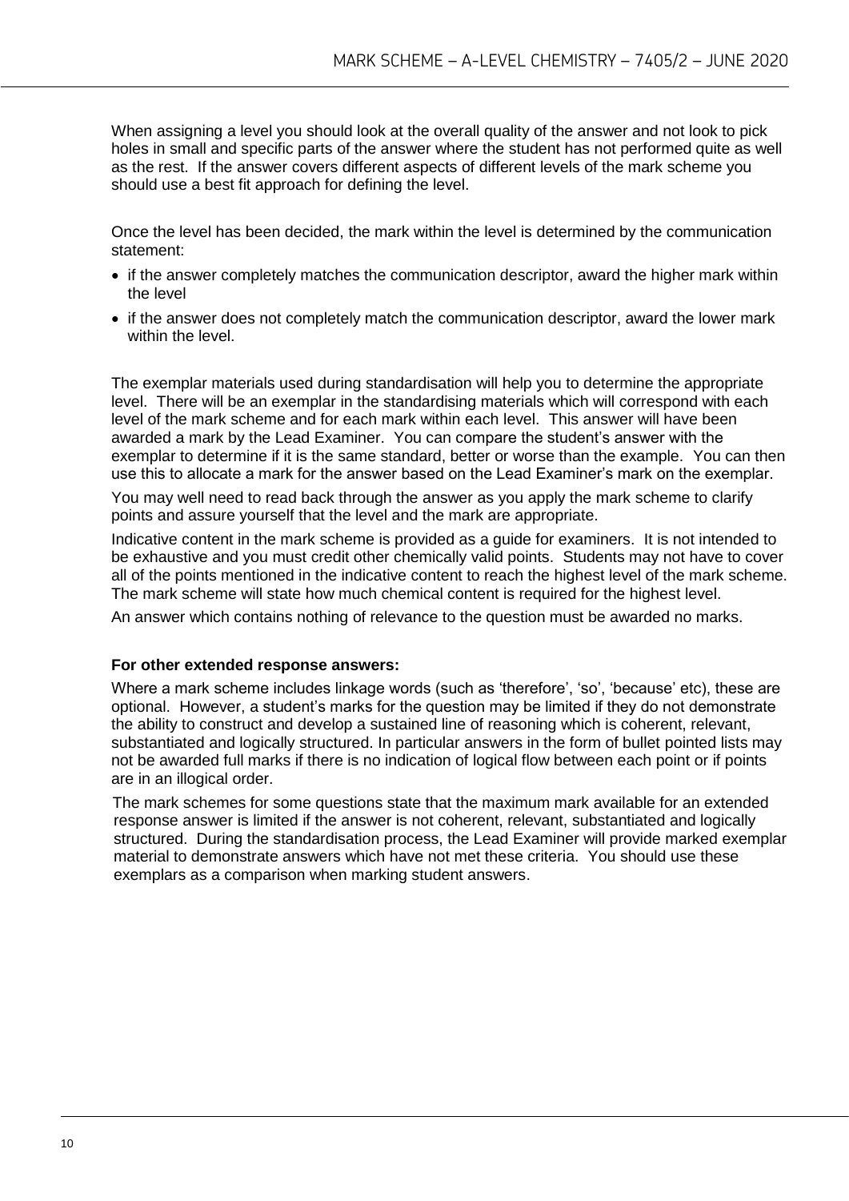When assigning a level you should look at the overall quality of the answer and not look to pick holes in small and specific parts of the answer where the student has not performed quite as well as the rest. If the answer covers different aspects of different levels of the mark scheme you should use a best fit approach for defining the level.

Once the level has been decided, the mark within the level is determined by the communication statement:

- if the answer completely matches the communication descriptor, award the higher mark within the level
- if the answer does not completely match the communication descriptor, award the lower mark within the level.

The exemplar materials used during standardisation will help you to determine the appropriate level. There will be an exemplar in the standardising materials which will correspond with each level of the mark scheme and for each mark within each level. This answer will have been awarded a mark by the Lead Examiner. You can compare the student's answer with the exemplar to determine if it is the same standard, better or worse than the example. You can then use this to allocate a mark for the answer based on the Lead Examiner's mark on the exemplar.

You may well need to read back through the answer as you apply the mark scheme to clarify points and assure yourself that the level and the mark are appropriate.

Indicative content in the mark scheme is provided as a guide for examiners. It is not intended to be exhaustive and you must credit other chemically valid points. Students may not have to cover all of the points mentioned in the indicative content to reach the highest level of the mark scheme. The mark scheme will state how much chemical content is required for the highest level.

An answer which contains nothing of relevance to the question must be awarded no marks.

**For other extended response answers:**

Where a mark scheme includes linkage words (such as 'therefore', 'so', 'because' etc), these are optional. However, a student's marks for the question may be limited if they do not demonstrate the ability to construct and develop a sustained line of reasoning which is coherent, relevant, substantiated and logically structured. In particular answers in the form of bullet pointed lists may not be awarded full marks if there is no indication of logical flow between each point or if points are in an illogical order.

The mark schemes for some questions state that the maximum mark available for an extended response answer is limited if the answer is not coherent, relevant, substantiated and logically structured. During the standardisation process, the Lead Examiner will provide marked exemplar material to demonstrate answers which have not met these criteria. You should use these exemplars as a comparison when marking student answers.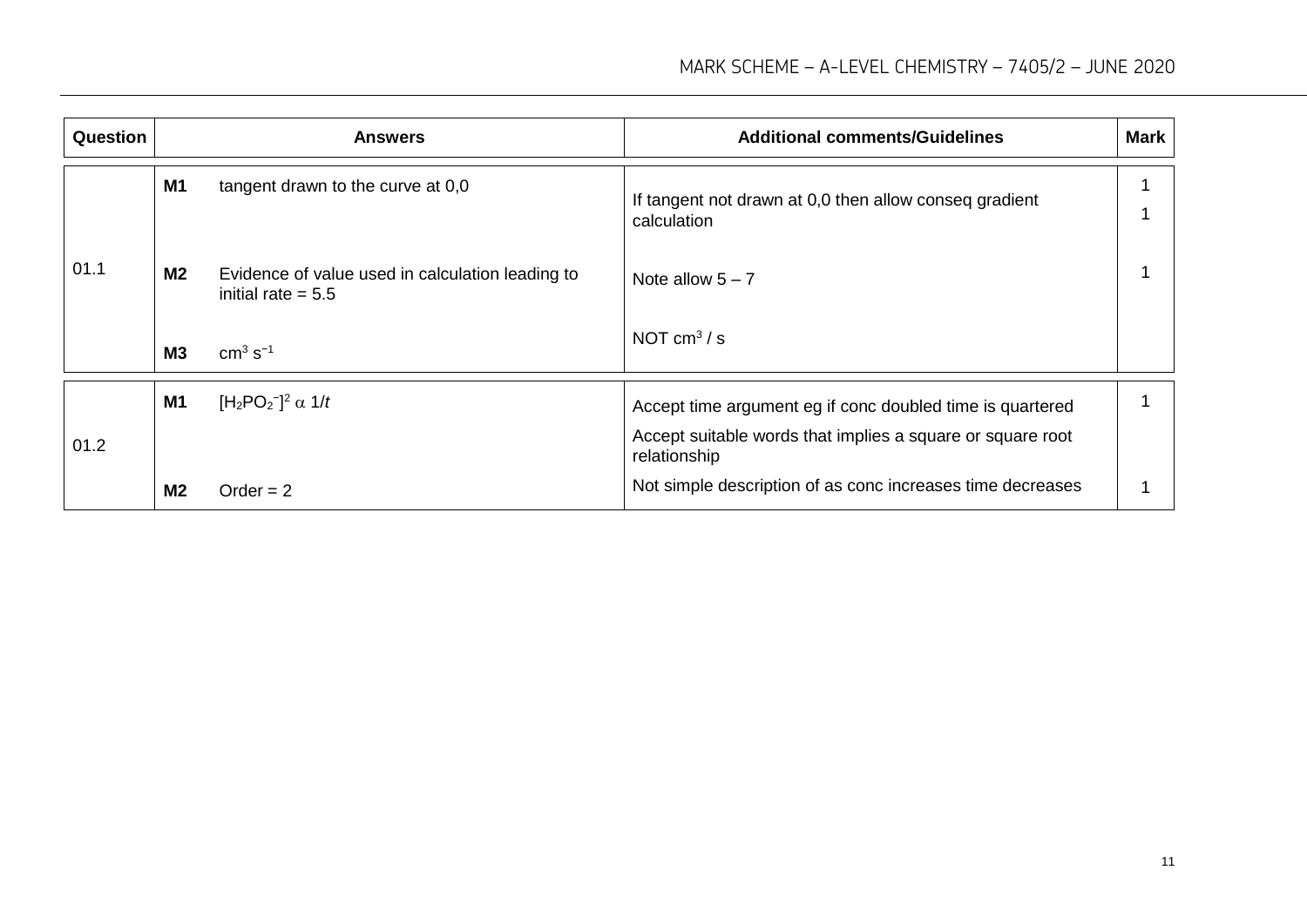| Question | Answers | Additional comments/Guidelines | Mark |
|---|---|---|---|
| 01.1 | **M1** tangent drawn to the curve at 0,0 | If tangent not drawn at 0,0 then allow conseq gradient calculation | 1 |
| | **M2** Evidence of value used in calculation leading to initial rate = 5.5 | Note allow 5 – 7 | 1 |
| | **M3** $cm^3\ s^{-1}$ | NOT $cm^3$ / s | 1 |
| 01.2 | **M1** $[H_2PO_2^-]^2 \propto 1/t$ | Accept time argument eg if conc doubled time is quartered<br>Accept suitable words that implies a square or square root relationship | 1 |
| | **M2** Order = 2 | Not simple description of as conc increases time decreases | 1 |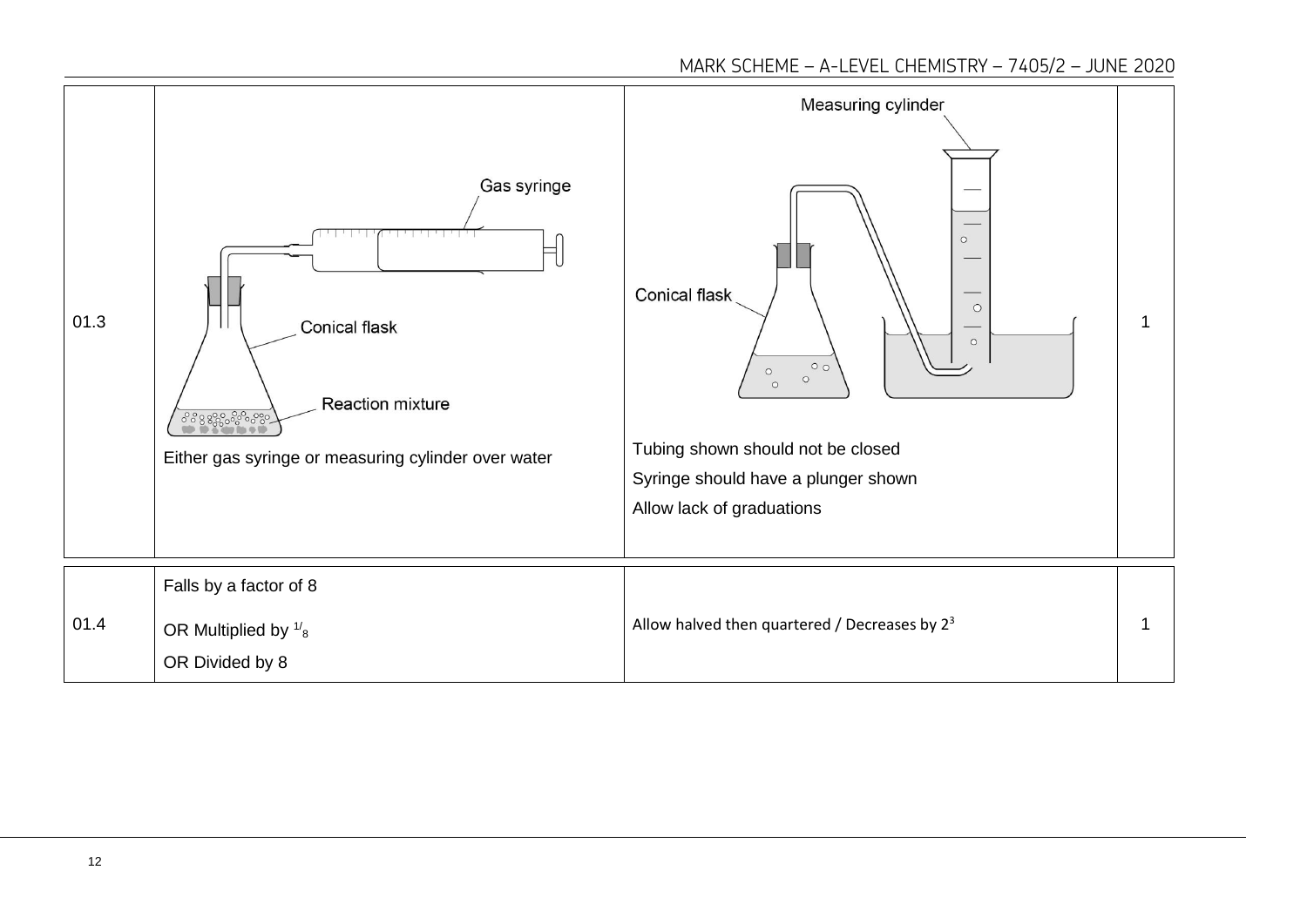| | | | |
|---|---|---|---|
| 01.3 | Gas syringe<br>Conical flask<br>Reaction mixture<br><br>Either gas syringe or measuring cylinder over water | Measuring cylinder<br>Conical flask<br><br>Tubing shown should not be closed<br>Syringe should have a plunger shown<br>Allow lack of graduations | 1 |

| | | | |
|---|---|---|---|
| 01.4 | Falls by a factor of 8<br>OR Multiplied by $^1/_8$<br>OR Divided by 8 | Allow halved then quartered / Decreases by $2^3$ | 1 |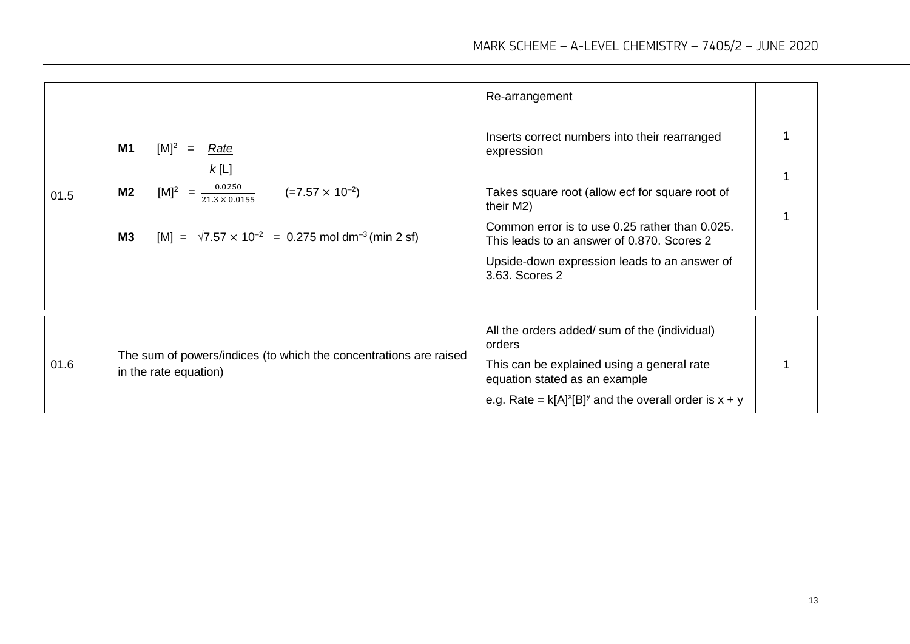| Question | Answers | Additional comments/Guidance | Mark |
|---|---|---|---|
| 01.5 | **M1** $[M]^2 = \dfrac{Rate}{k[L]}$ | Re-arrangement | 1 |
| | **M2** $[M]^2 = \dfrac{0.0250}{21.3 \times 0.0155}$ $(= 7.57 \times 10^{-2})$ | Inserts correct numbers into their rearranged expression | 1 |
| | **M3** $[M] = \sqrt{7.57 \times 10^{-2}} = 0.275$ mol dm$^{-3}$ (min 2 sf) | Takes square root (allow ecf for square root of their M2)<br>Common error is to use 0.25 rather than 0.025. This leads to an answer of 0.870. Scores 2<br>Upside-down expression leads to an answer of 3.63. Scores 2 | 1 |

| Question | Answers | Additional comments/Guidance | Mark |
|---|---|---|---|
| 01.6 | The sum of powers/indices (to which the concentrations are raised in the rate equation) | All the orders added/ sum of the (individual) orders<br>This can be explained using a general rate equation stated as an example<br>e.g. Rate = $k[A]^x[B]^y$ and the overall order is $x + y$ | 1 |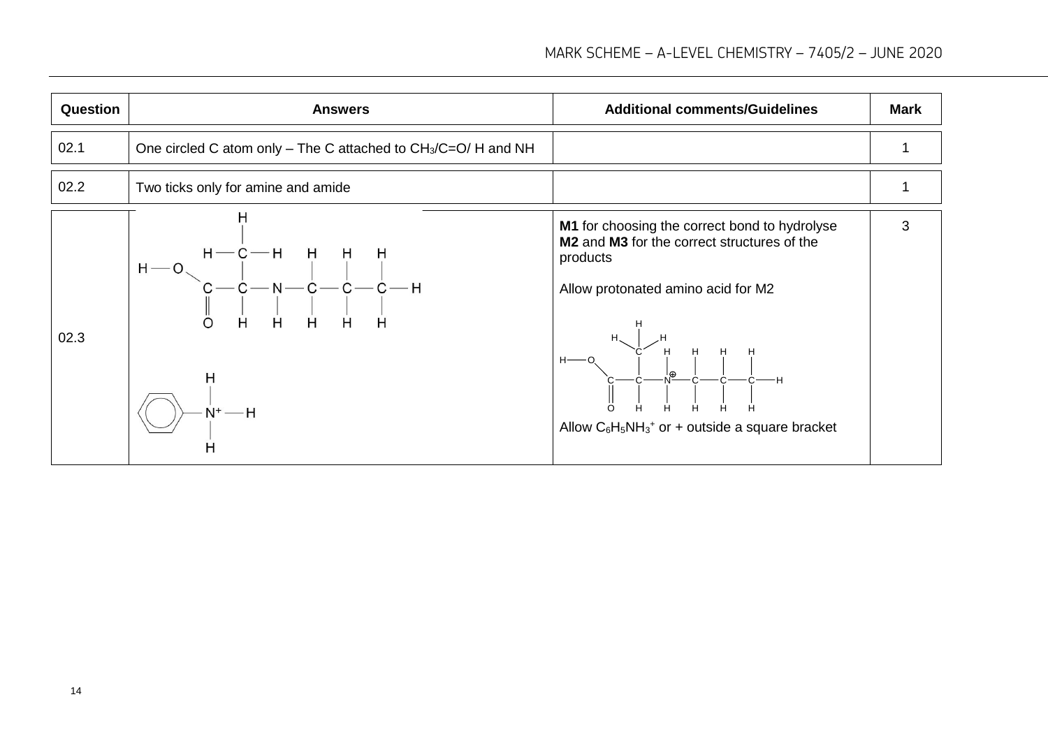| Question | Answers | Additional comments/Guidelines | Mark |
| --- | --- | --- | --- |
| 02.1 | One circled C atom only – The C attached to $CH_3$/C=O/ H and NH | | 1 |
| 02.2 | Two ticks only for amine and amide | | 1 |
| 02.3 | $HOOC-CH(CH_3)-NH-CH_2-CH_2-CH_3$ (displayed formula)<br><br>$C_6H_5-N^+H_3$ (displayed formula, benzene ring attached to $N^+$ with three H) | **M1** for choosing the correct bond to hydrolyse<br>**M2** and **M3** for the correct structures of the products<br><br>Allow protonated amino acid for M2<br><br>$HOOC-CH(CH_3)-N^{\oplus}H_2-CH_2-CH_2-CH_3$ (displayed formula)<br><br>Allow $C_6H_5NH_3^+$ or + outside a square bracket | 3 |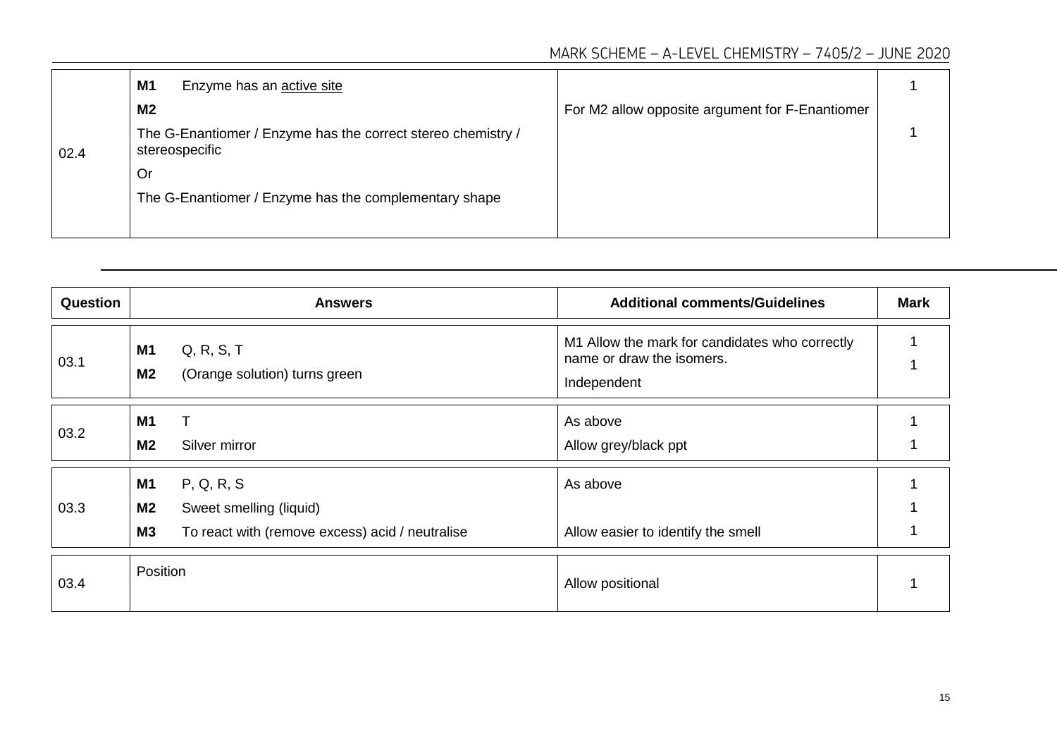| | | | |
|---|---|---|---|
| 02.4 | **M1** Enzyme has an active site<br>**M2**<br>The G-Enantiomer / Enzyme has the correct stereo chemistry / stereospecific<br>Or<br>The G-Enantiomer / Enzyme has the complementary shape | For M2 allow opposite argument for F-Enantiomer | 1<br><br>1 |

| Question | Answers | Additional comments/Guidelines | Mark |
|---|---|---|---|
| 03.1 | **M1** Q, R, S, T<br>**M2** (Orange solution) turns green | M1 Allow the mark for candidates who correctly name or draw the isomers.<br>Independent | 1<br>1 |
| 03.2 | **M1** T<br>**M2** Silver mirror | As above<br>Allow grey/black ppt | 1<br>1 |
| 03.3 | **M1** P, Q, R, S<br>**M2** Sweet smelling (liquid)<br>**M3** To react with (remove excess) acid / neutralise | As above<br><br>Allow easier to identify the smell | 1<br>1<br>1 |
| 03.4 | Position | Allow positional | 1 |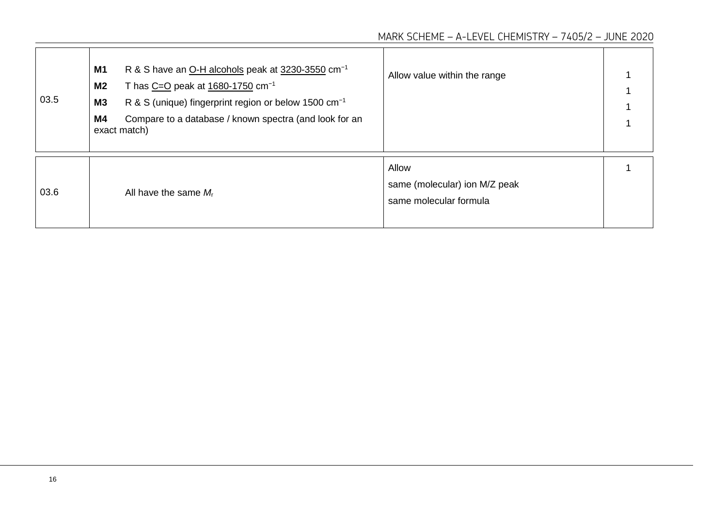| | | | |
|---|---|---|---|
| 03.5 | **M1** R & S have an O-H alcohols peak at 3230-3550 $cm^{-1}$<br>**M2** T has C=O peak at 1680-1750 $cm^{-1}$<br>**M3** R & S (unique) fingerprint region or below 1500 $cm^{-1}$<br>**M4** Compare to a database / known spectra (and look for an exact match) | Allow value within the range | 1<br>1<br>1<br>1 |

| | | | |
|---|---|---|---|
| 03.6 | All have the same $M_r$ | Allow<br>same (molecular) ion M/Z peak<br>same molecular formula | 1 |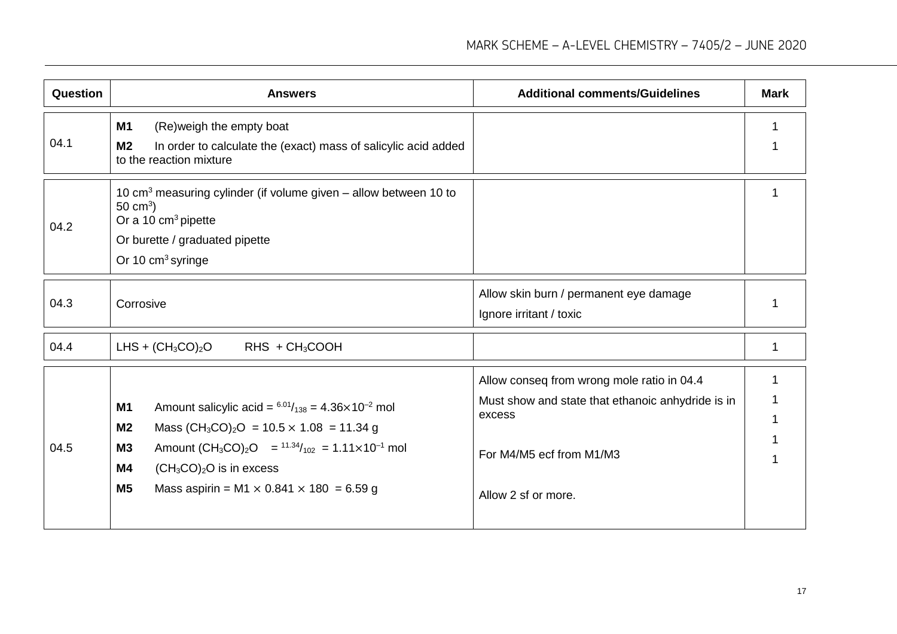| Question | Answers | Additional comments/Guidelines | Mark |
|---|---|---|---|
| 04.1 | **M1** (Re)weigh the empty boat<br>**M2** In order to calculate the (exact) mass of salicylic acid added to the reaction mixture | | 1<br>1 |
| 04.2 | 10 $cm^3$ measuring cylinder (if volume given – allow between 10 to 50 $cm^3$)<br>Or a 10 $cm^3$ pipette<br>Or burette / graduated pipette<br>Or 10 $cm^3$ syringe | | 1 |
| 04.3 | Corrosive | Allow skin burn / permanent eye damage<br>Ignore irritant / toxic | 1 |
| 04.4 | LHS + $(CH_3CO)_2O$ RHS + $CH_3COOH$ | | 1 |
| 04.5 | **M1** Amount salicylic acid = $^{6.01}/_{138}$ = $4.36\times10^{-2}$ mol<br>**M2** Mass $(CH_3CO)_2O$ = $10.5 \times 1.08$ = 11.34 g<br>**M3** Amount $(CH_3CO)_2O$ = $^{11.34}/_{102}$ = $1.11\times10^{-1}$ mol<br>**M4** $(CH_3CO)_2O$ is in excess<br>**M5** Mass aspirin = M1 $\times$ 0.841 $\times$ 180 = 6.59 g | Allow conseq from wrong mole ratio in 04.4<br>Must show and state that ethanoic anhydride is in excess<br>For M4/M5 ecf from M1/M3<br>Allow 2 sf or more. | 1<br>1<br>1<br>1<br>1 |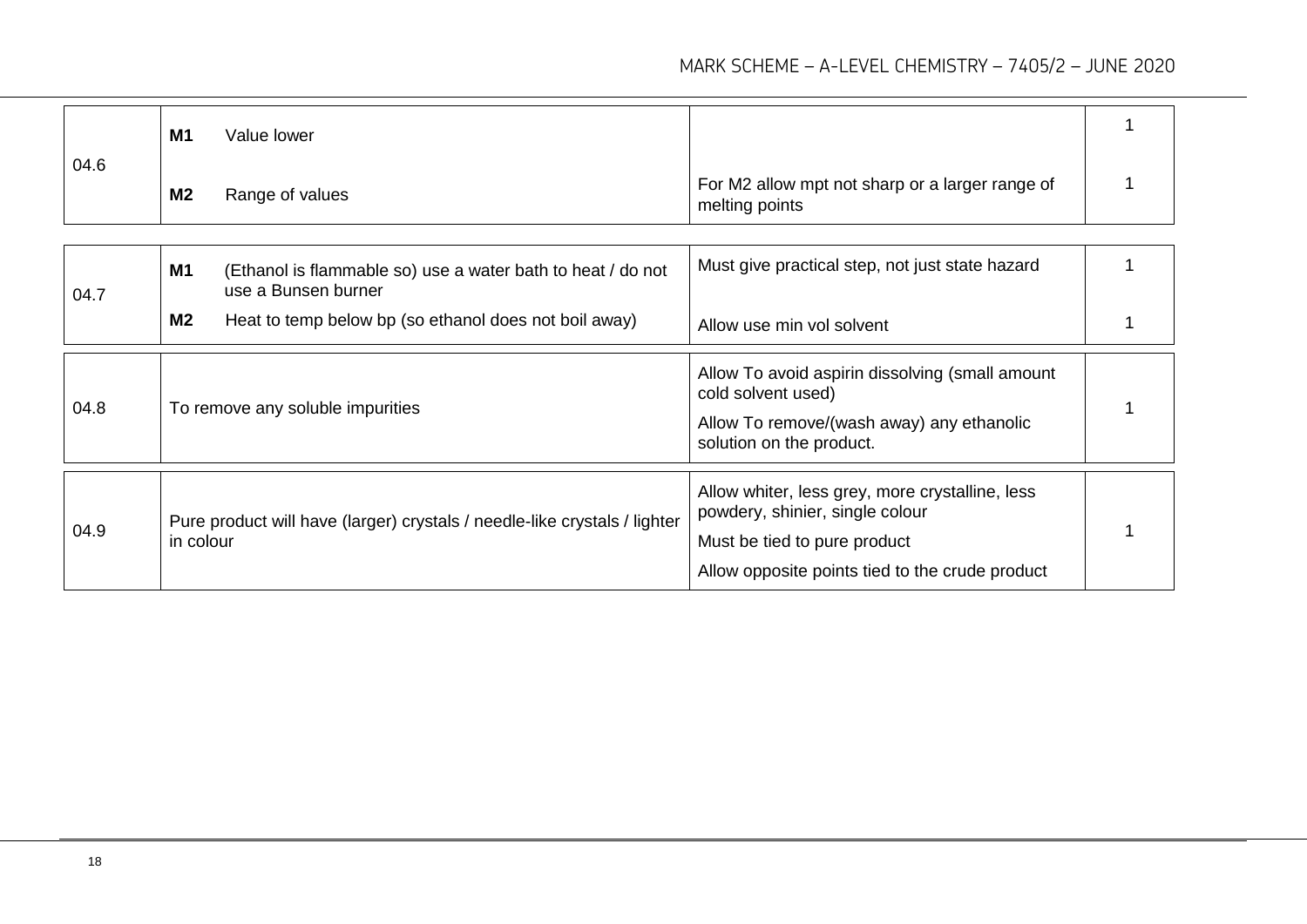| Question | Answers | Additional comments/Guidance | Mark |
|---|---|---|---|
| 04.6 | **M1** Value lower | | 1 |
| | **M2** Range of values | For M2 allow mpt not sharp or a larger range of melting points | 1 |
| 04.7 | **M1** (Ethanol is flammable so) use a water bath to heat / do not use a Bunsen burner | Must give practical step, not just state hazard | 1 |
| | **M2** Heat to temp below bp (so ethanol does not boil away) | Allow use min vol solvent | 1 |
| 04.8 | To remove any soluble impurities | Allow To avoid aspirin dissolving (small amount cold solvent used)<br>Allow To remove/(wash away) any ethanolic solution on the product. | 1 |
| 04.9 | Pure product will have (larger) crystals / needle-like crystals / lighter in colour | Allow whiter, less grey, more crystalline, less powdery, shinier, single colour<br>Must be tied to pure product<br>Allow opposite points tied to the crude product | 1 |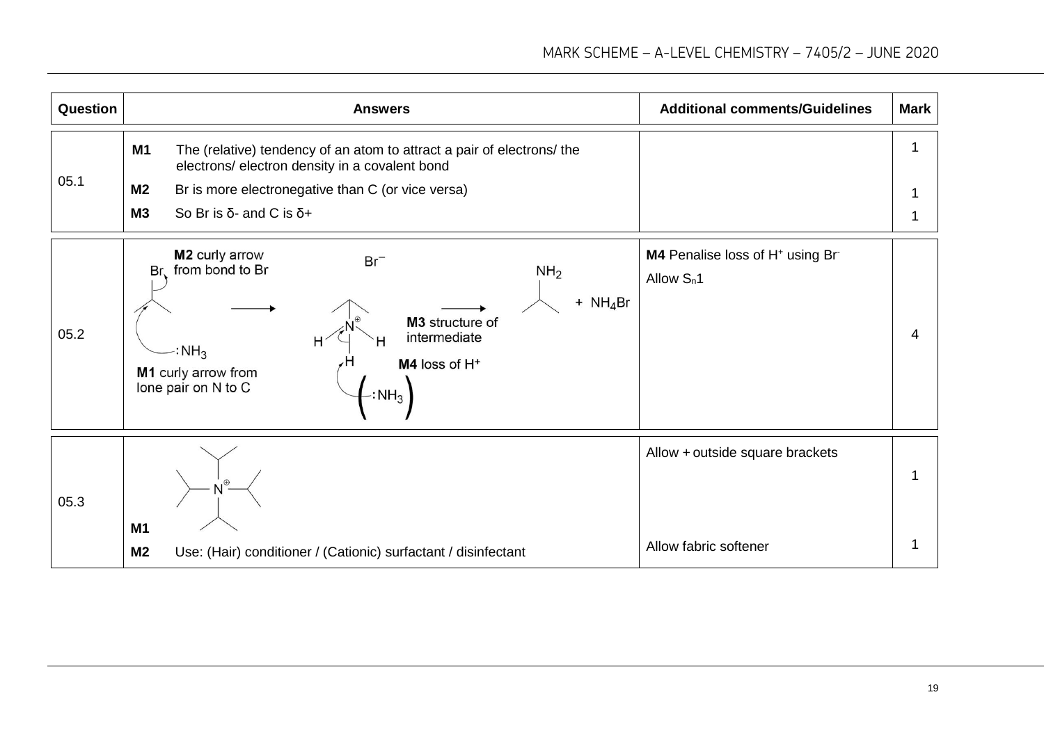| Question | Answers | Additional comments/Guidelines | Mark |
|---|---|---|---|
| 05.1 | **M1** The (relative) tendency of an atom to attract a pair of electrons/ the electrons/ electron density in a covalent bond<br>**M2** Br is more electronegative than C (or vice versa)<br>**M3** So Br is δ- and C is δ+ | | 1<br><br>1<br>1 |
| 05.2 | **M1** curly arrow from lone pair on N to C<br>**M2** curly arrow from bond to Br<br>**M3** structure of intermediate<br>**M4** loss of $H^+$<br>(2-bromopropane + $:NH_3$ → intermediate with $N^{\oplus}$ and $Br^-$; ( $:NH_3$ ) removes H → propan-2-amine ($NH_2$) + $NH_4Br$) | **M4** Penalise loss of $H^+$ using $Br^-$<br>Allow $S_n1$ | 4 |
| 05.3 | (Structure: quaternary ammonium ion $N^{\oplus}$ with four propan-2-yl groups)<br>**M1**<br>**M2** Use: (Hair) conditioner / (Cationic) surfactant / disinfectant | Allow + outside square brackets<br><br>Allow fabric softener | 1<br><br>1 |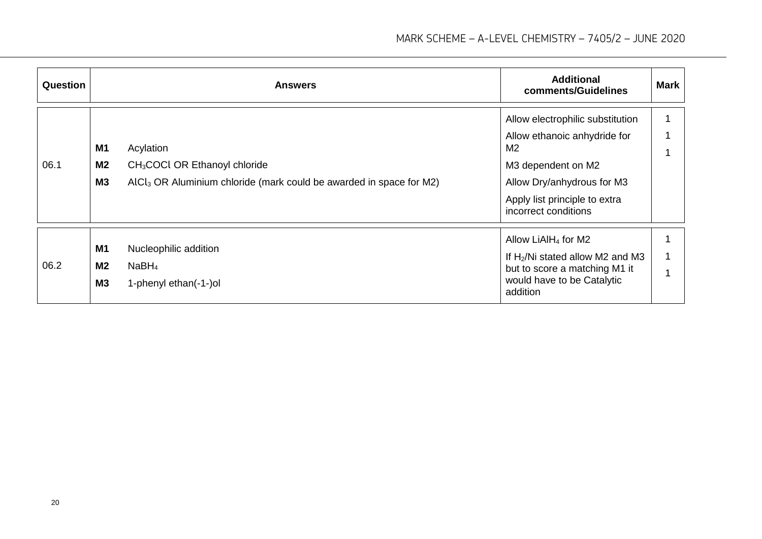| Question | Answers | Additional comments/Guidelines | Mark |
|---|---|---|---|
| 06.1 | **M1** Acylation<br>**M2** $CH_3COCl$ OR Ethanoyl chloride<br>**M3** $AlCl_3$ OR Aluminium chloride (mark could be awarded in space for M2) | Allow electrophilic substitution<br>Allow ethanoic anhydride for M2<br>M3 dependent on M2<br>Allow Dry/anhydrous for M3<br>Apply list principle to extra incorrect conditions | 1<br>1<br>1 |
| 06.2 | **M1** Nucleophilic addition<br>**M2** $NaBH_4$<br>**M3** 1-phenyl ethan(-1-)ol | Allow $LiAlH_4$ for M2<br>If $H_2$/Ni stated allow M2 and M3 but to score a matching M1 it would have to be Catalytic addition | 1<br>1<br>1 |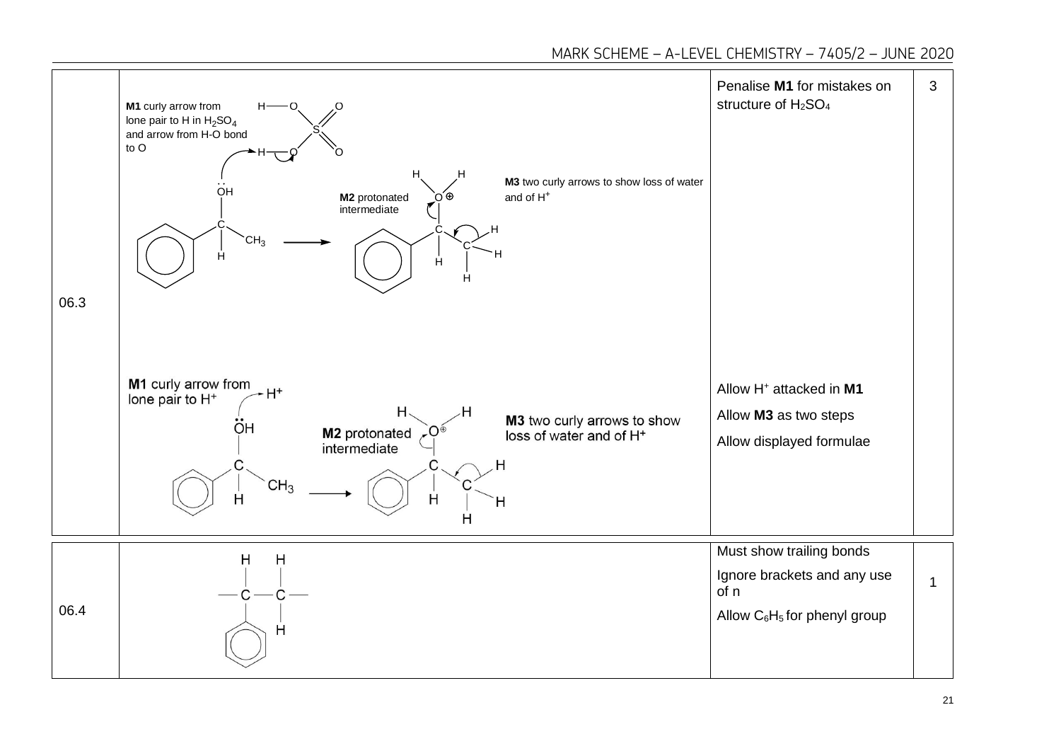| Question | Answer | Additional comments/Guidelines | Mark |
|---|---|---|---|
| 06.3 | **M1** curly arrow from lone pair to H in $H_2SO_4$ and arrow from H-O bond to O<br><br>**M2** protonated intermediate<br><br>**M3** two curly arrows to show loss of water and of $H^+$<br><br>**M1** curly arrow from lone pair to $H^+$<br><br>**M2** protonated intermediate<br><br>**M3** two curly arrows to show loss of water and of $H^+$ | Penalise **M1** for mistakes on structure of $H_2SO_4$<br><br>Allow $H^+$ attacked in **M1**<br><br>Allow **M3** as two steps<br><br>Allow displayed formulae | 3 |
| 06.4 | | Must show trailing bonds<br><br>Ignore brackets and any use of n<br><br>Allow $C_6H_5$ for phenyl group | 1 |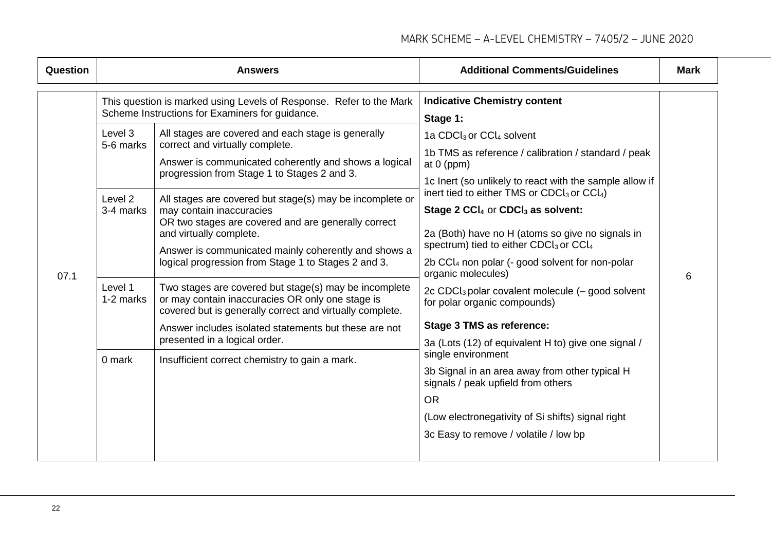| Question | Answers | | Additional Comments/Guidelines | Mark |
|---|---|---|---|---|
| 07.1 | This question is marked using Levels of Response. Refer to the Mark Scheme Instructions for Examiners for guidance. | | **Indicative Chemistry content**<br>**Stage 1:**<br>1a $CDCl_3$ or $CCl_4$ solvent<br>1b TMS as reference / calibration / standard / peak at 0 (ppm)<br>1c Inert (so unlikely to react with the sample allow if inert tied to either TMS or $CDCl_3$ or $CCl_4$)<br>**Stage 2 $CCl_4$ or $CDCl_3$ as solvent:**<br>2a (Both) have no H (atoms so give no signals in spectrum) tied to either $CDCl_3$ or $CCl_4$<br>2b $CCl_4$ non polar (- good solvent for non-polar organic molecules)<br>2c $CDCl_3$ polar covalent molecule (– good solvent for polar organic compounds)<br>**Stage 3 TMS as reference:**<br>3a (Lots (12) of equivalent H to) give one signal / single environment<br>3b Signal in an area away from other typical H signals / peak upfield from others<br>OR<br>(Low electronegativity of Si shifts) signal right<br>3c Easy to remove / volatile / low bp | 6 |
| | Level 3<br>5-6 marks | All stages are covered and each stage is generally correct and virtually complete.<br>Answer is communicated coherently and shows a logical progression from Stage 1 to Stages 2 and 3. | | |
| | Level 2<br>3-4 marks | All stages are covered but stage(s) may be incomplete or may contain inaccuracies<br>OR two stages are covered and are generally correct and virtually complete.<br>Answer is communicated mainly coherently and shows a logical progression from Stage 1 to Stages 2 and 3. | | |
| | Level 1<br>1-2 marks | Two stages are covered but stage(s) may be incomplete or may contain inaccuracies OR only one stage is covered but is generally correct and virtually complete.<br>Answer includes isolated statements but these are not presented in a logical order. | | |
| | 0 mark | Insufficient correct chemistry to gain a mark. | | |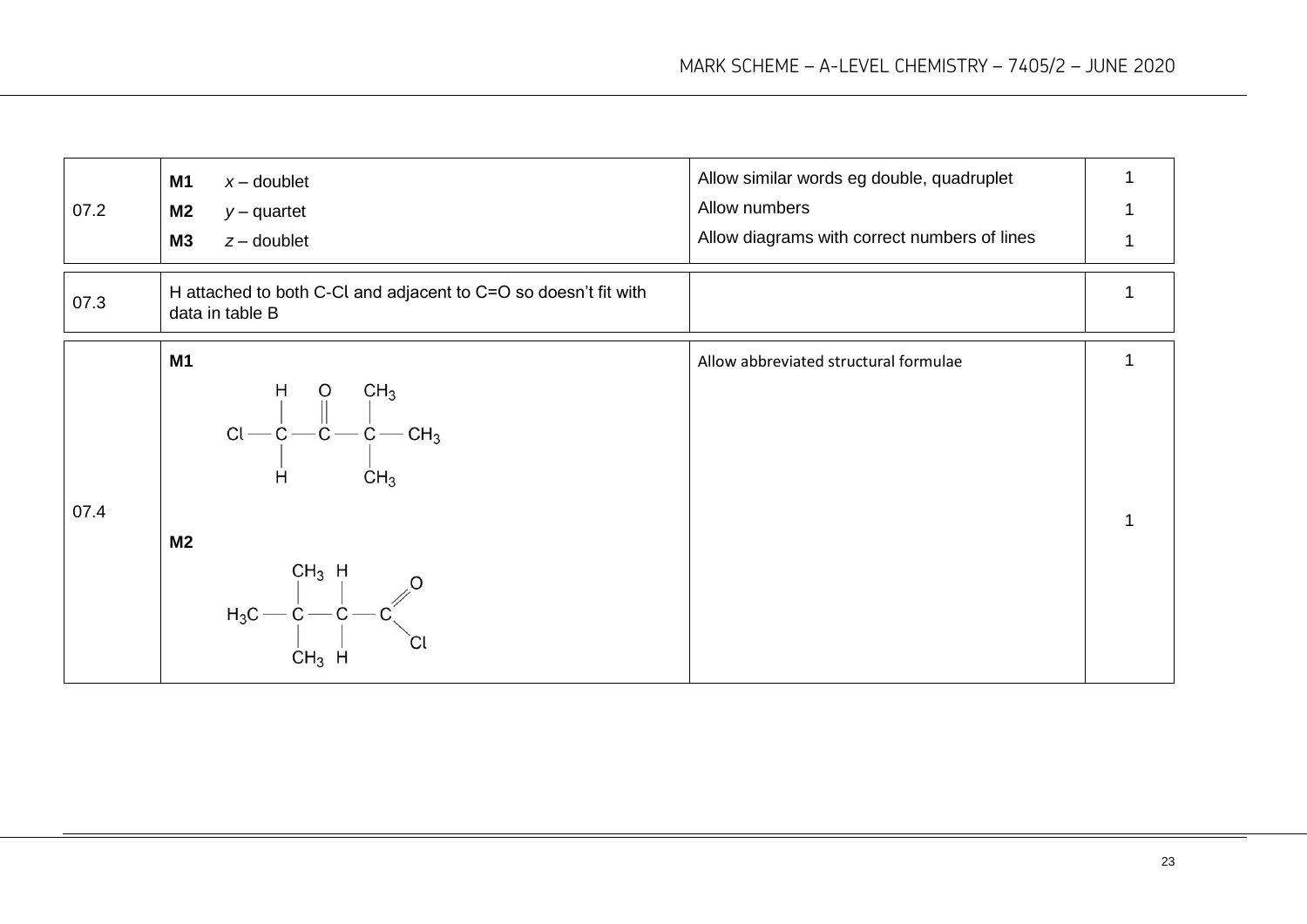| Question | Answers | Additional comments/Guidance | Mark |
|---|---|---|---|
| 07.2 | **M1** $x$ – doublet<br>**M2** $y$ – quartet<br>**M3** $z$ – doublet | Allow similar words eg double, quadruplet<br>Allow numbers<br>Allow diagrams with correct numbers of lines | 1<br>1<br>1 |
| 07.3 | H attached to both C-Cl and adjacent to C=O so doesn't fit with data in table B | | 1 |
| 07.4 | **M1**<br>$ClCH_2COC(CH_3)_3$ (Cl–CH₂–C(=O)–C(CH₃)₃ displayed formula)<br><br>**M2**<br>$(CH_3)_3CCH_2COCl$ (H₃C–C(CH₃)₂–CH₂–C(=O)Cl displayed formula) | Allow abbreviated structural formulae | 1<br><br><br>1 |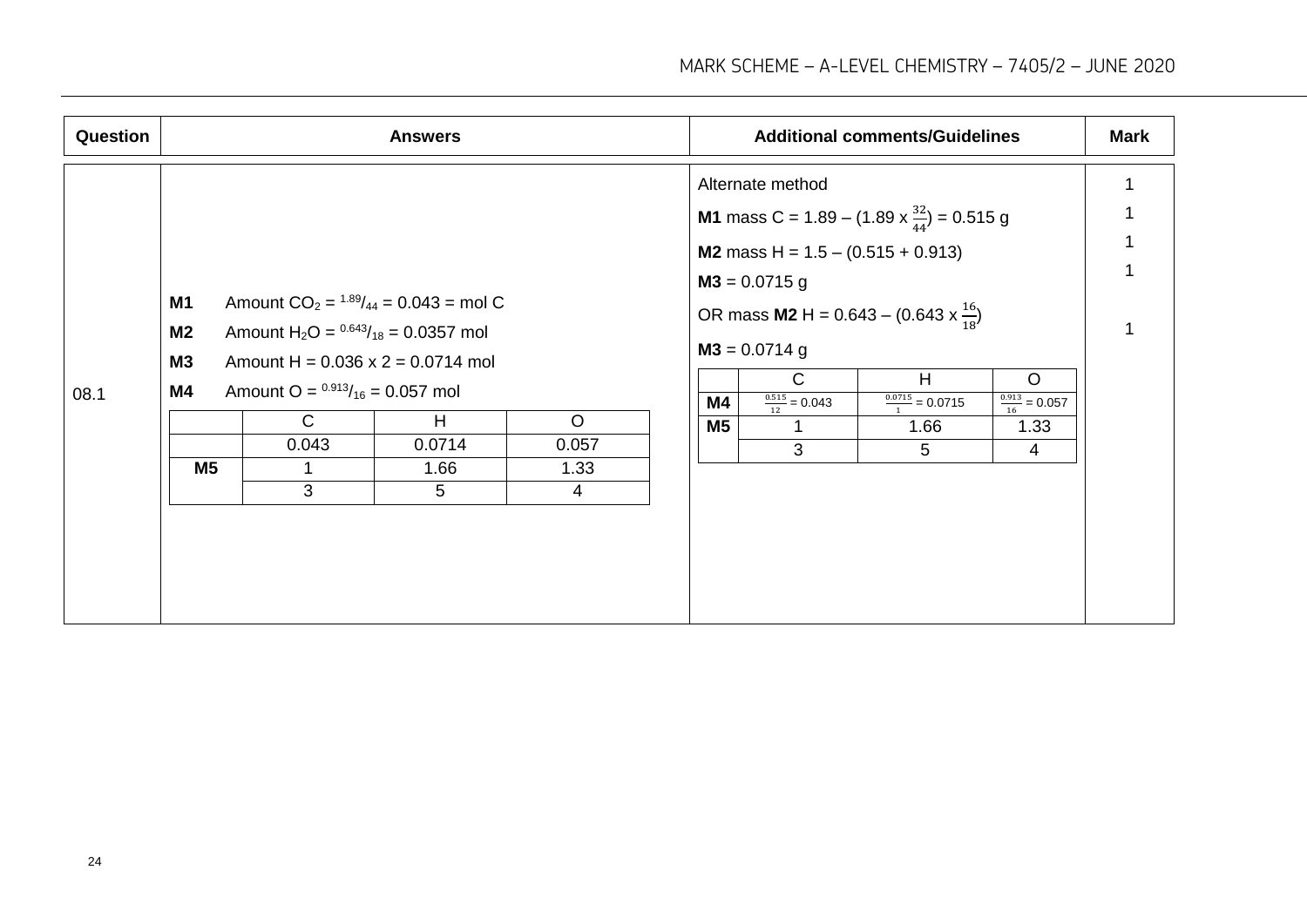| Question | Answers | Additional comments/Guidelines | Mark |
|---|---|---|---|
| 08.1 | **M1** Amount $CO_2$ = $^{1.89}/_{44}$ = 0.043 = mol C<br>**M2** Amount $H_2O$ = $^{0.643}/_{18}$ = 0.0357 mol<br>**M3** Amount H = 0.036 x 2 = 0.0714 mol<br>**M4** Amount O = $^{0.913}/_{16}$ = 0.057 mol | Alternate method<br>**M1** mass C = 1.89 – (1.89 x $\frac{32}{44}$) = 0.515 g<br>**M2** mass H = 1.5 – (0.515 + 0.913)<br>**M3** = 0.0715 g<br>OR mass **M2** H = 0.643 – (0.643 x $\frac{16}{18}$)<br>**M3** = 0.0714 g | 1<br>1<br>1<br>1<br><br>1 |

Answers table:

| | C | H | O |
|---|---|---|---|
| | 0.043 | 0.0714 | 0.057 |
| **M5** | 1 | 1.66 | 1.33 |
| | 3 | 5 | 4 |

Alternate method table:

| | C | H | O |
|---|---|---|---|
| **M4** | $\frac{0.515}{12}$ = 0.043 | $\frac{0.0715}{1}$ = 0.0715 | $\frac{0.913}{16}$ = 0.057 |
| **M5** | 1 | 1.66 | 1.33 |
| | 3 | 5 | 4 |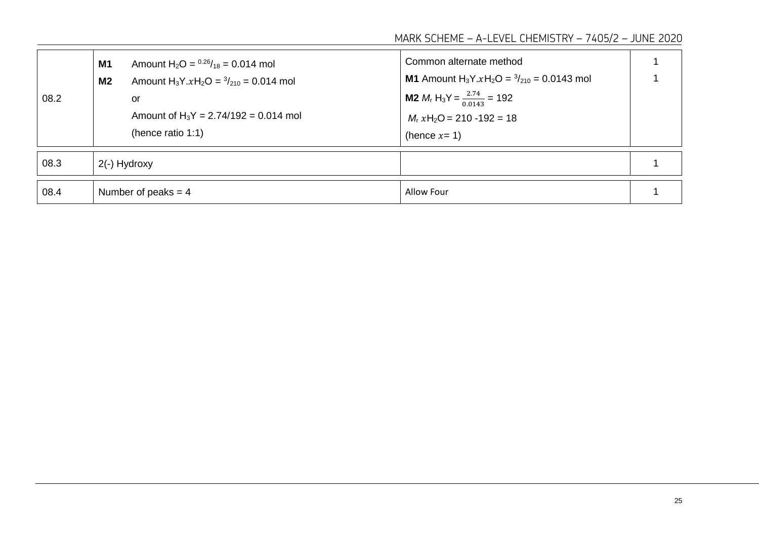| Question | Answers | Additional comments/Guidance | Mark |
|---|---|---|---|
| 08.2 | **M1** Amount $H_2O = {}^{0.26}/_{18} = 0.014$ mol<br>**M2** Amount $H_3Y.xH_2O = {}^{3}/_{210} = 0.014$ mol<br>or<br>Amount of $H_3Y = 2.74/192 = 0.014$ mol<br>(hence ratio 1:1) | Common alternate method<br>**M1** Amount $H_3Y.xH_2O = {}^{3}/_{210} = 0.0143$ mol<br>**M2** $M_r$ $H_3Y = \frac{2.74}{0.0143} = 192$<br>$M_r$ $xH_2O = 210 - 192 = 18$<br>(hence $x = 1$) | 1<br>1 |
| 08.3 | 2(-) Hydroxy | | 1 |
| 08.4 | Number of peaks = 4 | Allow Four | 1 |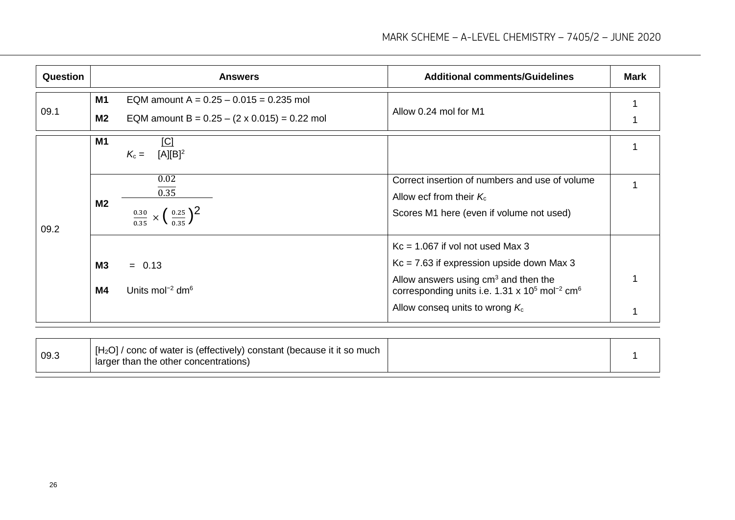| Question | Answers | Additional comments/Guidelines | Mark |
|---|---|---|---|
| 09.1 | **M1** EQM amount A = 0.25 – 0.015 = 0.235 mol<br>**M2** EQM amount B = 0.25 – (2 x 0.015) = 0.22 mol | Allow 0.24 mol for M1 | 1<br>1 |
| 09.2 | **M1** $K_c = \frac{[C]}{[A][B]^2}$ | | 1 |
| | **M2** $\dfrac{\frac{0.02}{0.35}}{\frac{0.30}{0.35} \times \left(\frac{0.25}{0.35}\right)^2}$ | Correct insertion of numbers and use of volume<br>Allow ecf from their $K_c$<br>Scores M1 here (even if volume not used) | 1 |
| | **M3** = 0.13<br>**M4** Units $mol^{-2}\ dm^6$ | Kc = 1.067 if vol not used Max 3<br>Kc = 7.63 if expression upside down Max 3<br>Allow answers using $cm^3$ and then the corresponding units i.e. $1.31 \times 10^5\ mol^{-2}\ cm^6$<br>Allow conseq units to wrong $K_c$ | 1<br>1 |
| 09.3 | $[H_2O]$ / conc of water is (effectively) constant (because it it so much larger than the other concentrations) | | 1 |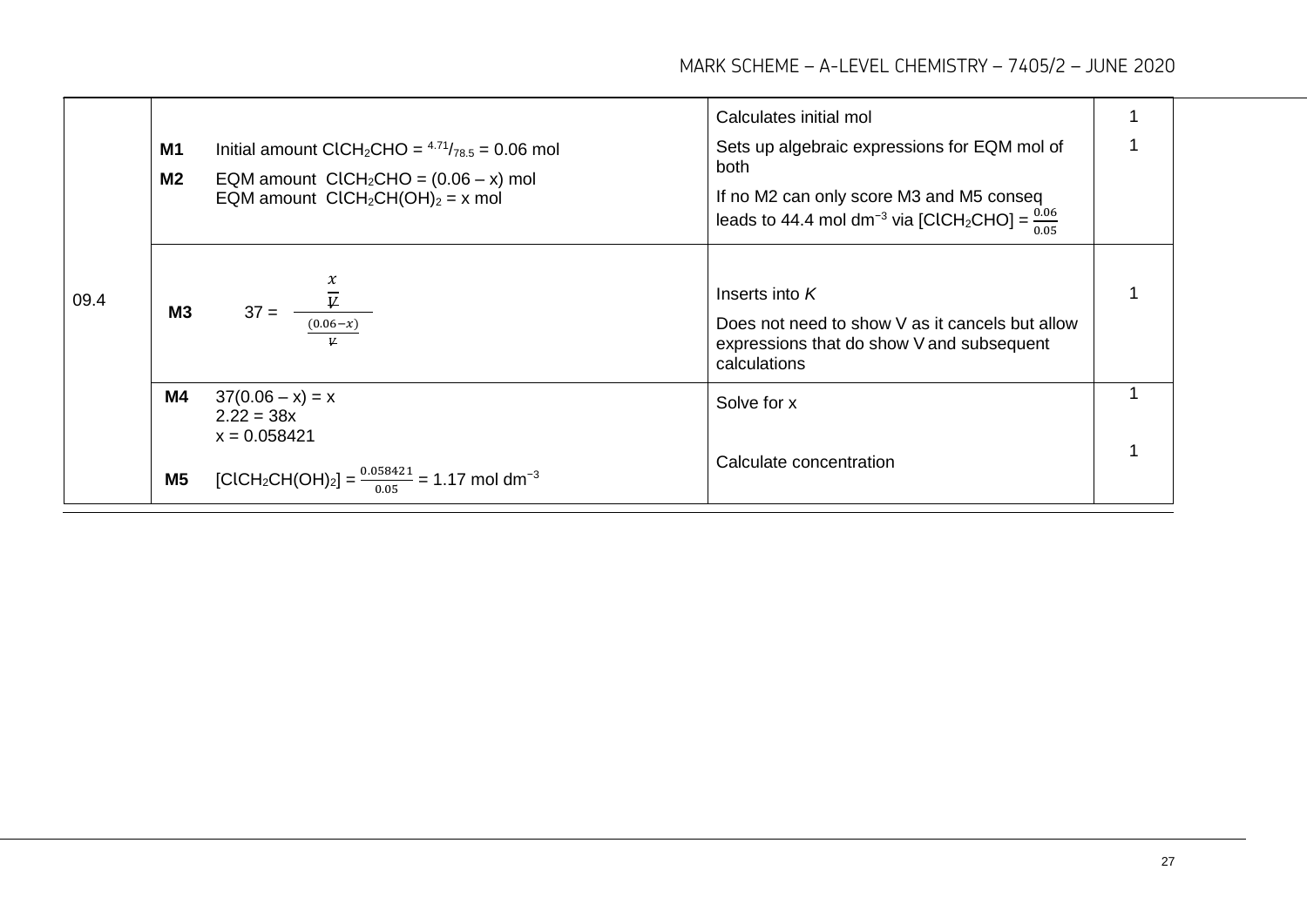| Question | Answers | Additional comments/Guidance | Mark |
|---|---|---|---|
| 09.4 | **M1** Initial amount $ClCH_2CHO = {}^{4.71}/_{78.5} = 0.06$ mol<br>**M2** EQM amount $ClCH_2CHO = (0.06 – x)$ mol<br>EQM amount $ClCH_2CH(OH)_2 = x$ mol | Calculates initial mol<br>Sets up algebraic expressions for EQM mol of both<br>If no M2 can only score M3 and M5 conseq leads to 44.4 mol $dm^{-3}$ via $[ClCH_2CHO] = \frac{0.06}{0.05}$ | 1<br>1 |
| | **M3** $37 = \dfrac{\frac{x}{V}}{\frac{(0.06-x)}{V}}$ | Inserts into *K*<br>Does not need to show V as it cancels but allow expressions that do show V and subsequent calculations | 1 |
| | **M4** $37(0.06 – x) = x$<br>$2.22 = 38x$<br>$x = 0.058421$<br>**M5** $[ClCH_2CH(OH)_2] = \frac{0.058421}{0.05} = 1.17$ mol $dm^{-3}$ | Solve for x<br>Calculate concentration | 1<br>1 |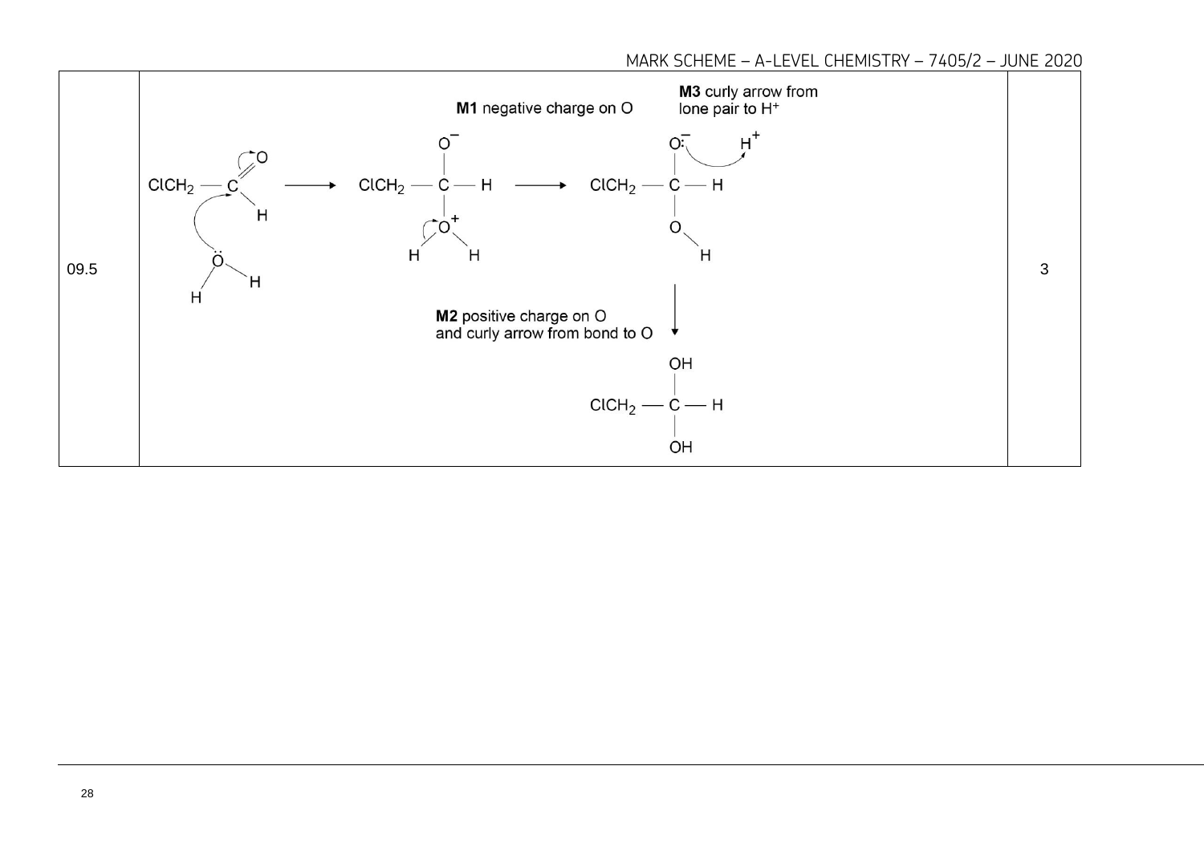| | | |
|---|---|---|
| 09.5 | $ClCH_2-CHO$ + $H_2\ddot{O}$ ⟶ $ClCH_2-C(O^-)(H)-O^+H_2$ ⟶ $ClCH_2-C(O^-)(H)-OH$ ⟶ $ClCH_2-C(OH)_2-H$<br><br>**M1** negative charge on O<br><br>**M2** positive charge on O and curly arrow from bond to O<br><br>**M3** curly arrow from lone pair to $H^+$ | 3 |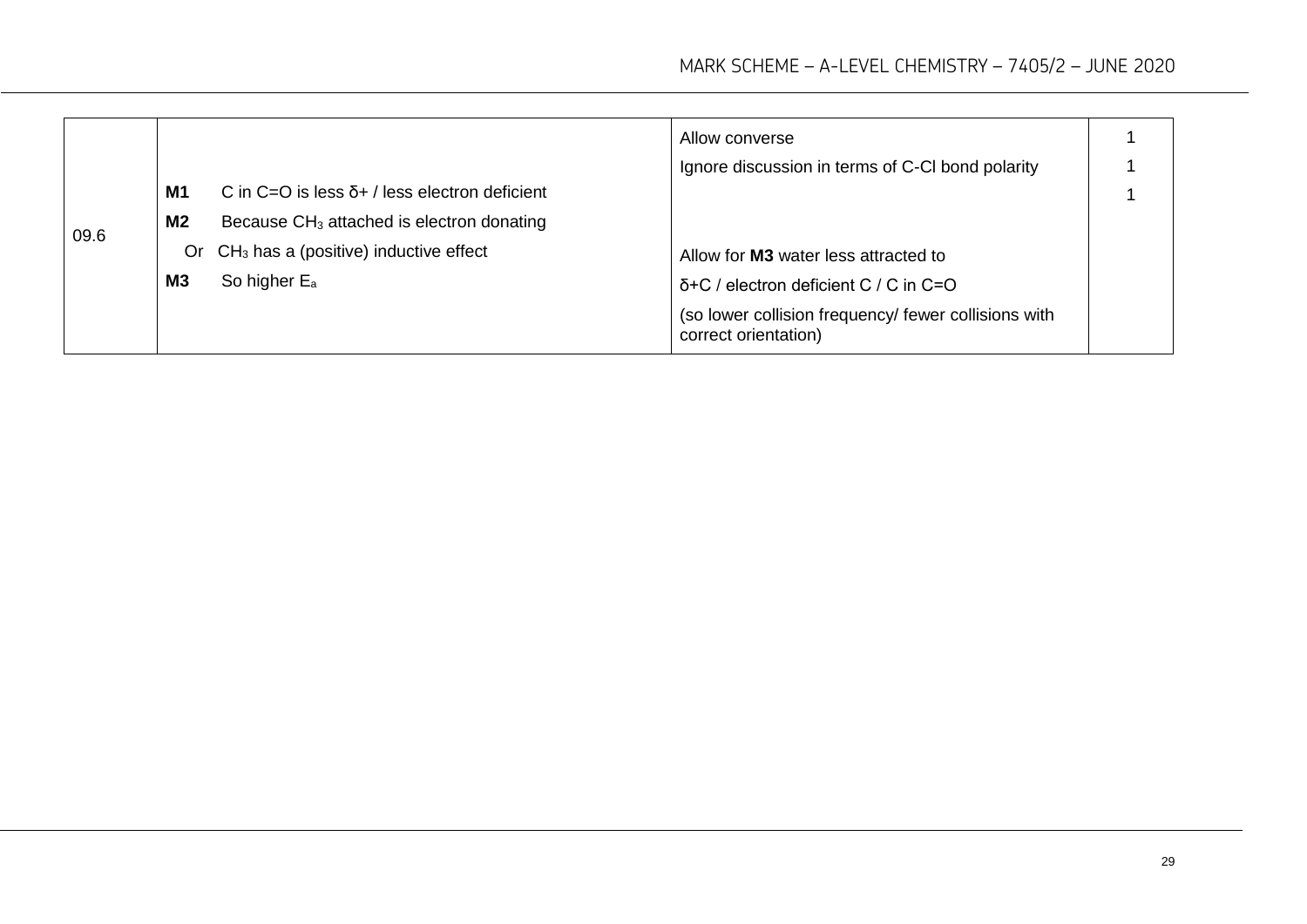| | | | |
|---|---|---|---|
| 09.6 | **M1** C in C=O is less δ+ / less electron deficient<br>**M2** Because $CH_3$ attached is electron donating<br>Or $CH_3$ has a (positive) inductive effect<br>**M3** So higher $E_a$ | Allow converse<br>Ignore discussion in terms of C-Cl bond polarity<br><br>Allow for **M3** water less attracted to<br>δ+C / electron deficient C / C in C=O<br>(so lower collision frequency/ fewer collisions with correct orientation) | 1<br>1<br>1 |